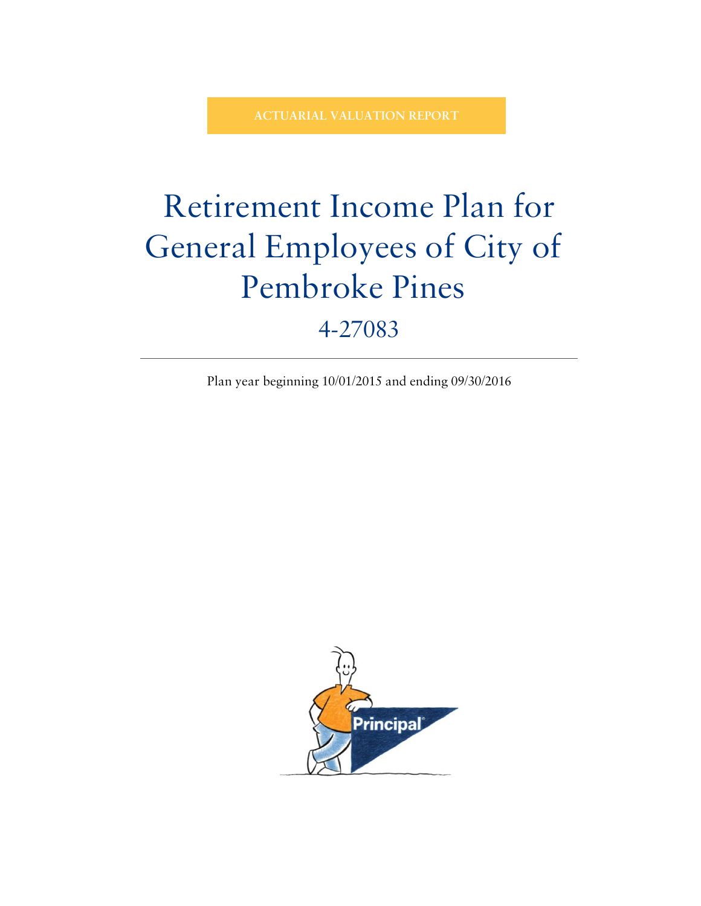ACTUARIAL VALUATION REPORT

# Retirement Income Plan for General Employees of City of Pembroke Pines

## 4-27083

Plan year beginning 10/01/2015 and ending 09/30/2016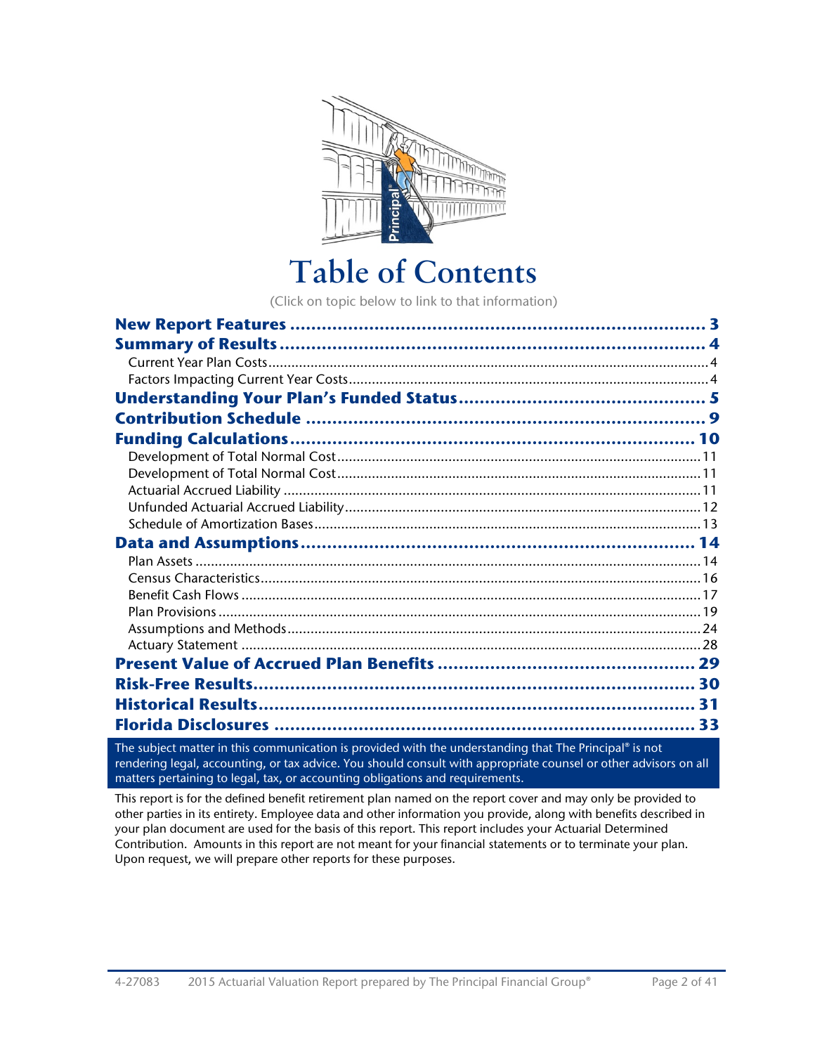# Table of Contents

(Click on topic below to link to that information)

**New Report Features** ..... 3

**Summary of Results** ..... 4

- Current Year Plan Costs ..... 4
- Factors Impacting Current Year Costs ..... 4

**Understanding Your Plan's Funded Status** ..... 5

**Contribution Schedule** ..... 9

**Funding Calculations** ..... 10

- Development of Total Normal Cost ..... 11
- Development of Total Normal Cost ..... 11
- Actuarial Accrued Liability ..... 11
- Unfunded Actuarial Accrued Liability ..... 12
- Schedule of Amortization Bases ..... 13

**Data and Assumptions** ..... 14

- Plan Assets ..... 14
- Census Characteristics ..... 16
- Benefit Cash Flows ..... 17
- Plan Provisions ..... 19
- Assumptions and Methods ..... 24
- Actuary Statement ..... 28

**Present Value of Accrued Plan Benefits** ..... 29

**Risk-Free Results** ..... 30

**Historical Results** ..... 31

**Florida Disclosures** ..... 33

The subject matter in this communication is provided with the understanding that The Principal® is not rendering legal, accounting, or tax advice. You should consult with appropriate counsel or other advisors on all matters pertaining to legal, tax, or accounting obligations and requirements.

This report is for the defined benefit retirement plan named on the report cover and may only be provided to other parties in its entirety. Employee data and other information you provide, along with benefits described in your plan document are used for the basis of this report. This report includes your Actuarial Determined Contribution. Amounts in this report are not meant for your financial statements or to terminate your plan. Upon request, we will prepare other reports for these purposes.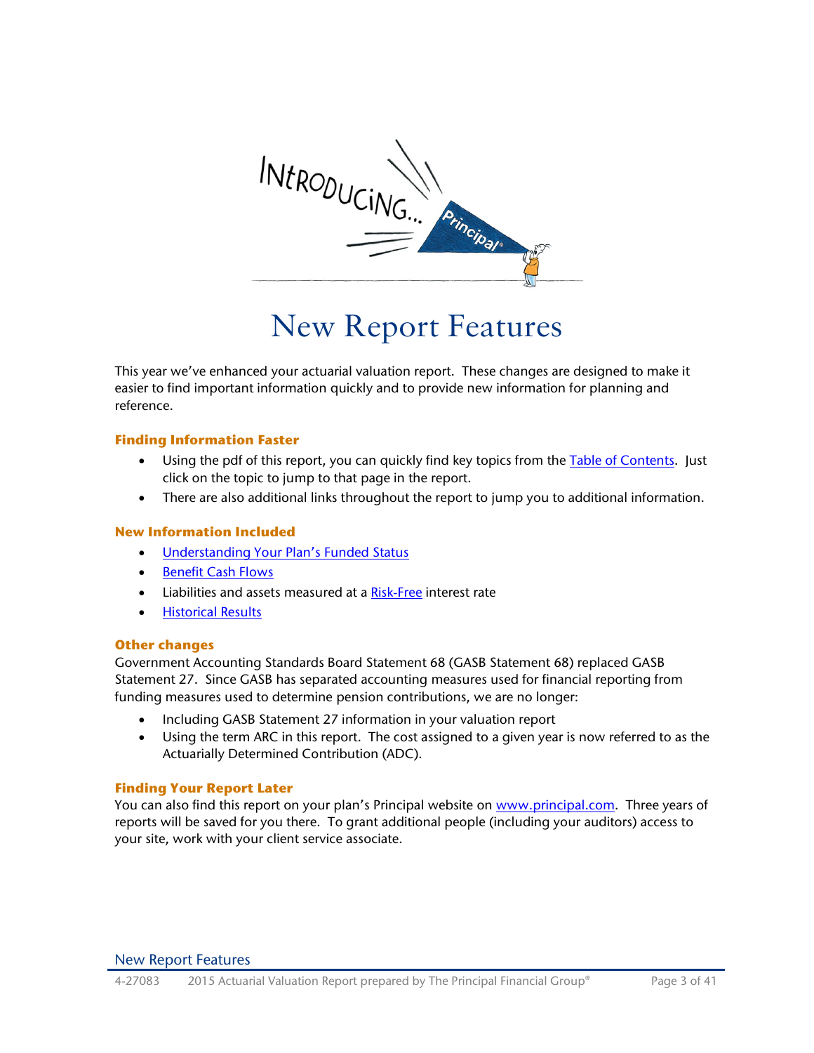# New Report Features

This year we've enhanced your actuarial valuation report. These changes are designed to make it easier to find important information quickly and to provide new information for planning and reference.

### Finding Information Faster

- Using the pdf of this report, you can quickly find key topics from the Table of Contents. Just click on the topic to jump to that page in the report.
- There are also additional links throughout the report to jump you to additional information.

### New Information Included

- Understanding Your Plan's Funded Status
- Benefit Cash Flows
- Liabilities and assets measured at a Risk-Free interest rate
- Historical Results

### Other changes

Government Accounting Standards Board Statement 68 (GASB Statement 68) replaced GASB Statement 27. Since GASB has separated accounting measures used for financial reporting from funding measures used to determine pension contributions, we are no longer:

- Including GASB Statement 27 information in your valuation report
- Using the term ARC in this report. The cost assigned to a given year is now referred to as the Actuarially Determined Contribution (ADC).

### Finding Your Report Later

You can also find this report on your plan's Principal website on www.principal.com. Three years of reports will be saved for you there. To grant additional people (including your auditors) access to your site, work with your client service associate.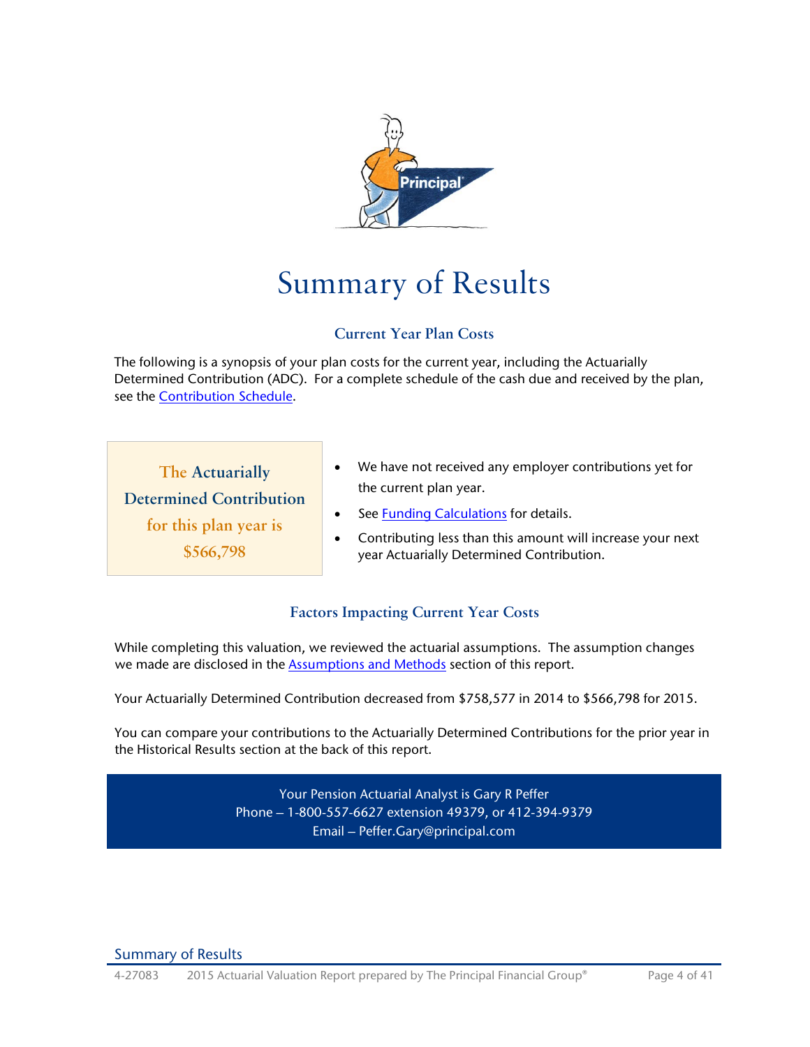# Summary of Results

### Current Year Plan Costs

The following is a synopsis of your plan costs for the current year, including the Actuarially Determined Contribution (ADC). For a complete schedule of the cash due and received by the plan, see the Contribution Schedule.

**The Actuarially Determined Contribution for this plan year is $566,798**

- We have not received any employer contributions yet for the current plan year.
- See Funding Calculations for details.
- Contributing less than this amount will increase your next year Actuarially Determined Contribution.

### Factors Impacting Current Year Costs

While completing this valuation, we reviewed the actuarial assumptions. The assumption changes we made are disclosed in the Assumptions and Methods section of this report.

Your Actuarially Determined Contribution decreased from $758,577 in 2014 to $566,798 for 2015.

You can compare your contributions to the Actuarially Determined Contributions for the prior year in the Historical Results section at the back of this report.

Your Pension Actuarial Analyst is Gary R Peffer
Phone – 1-800-557-6627 extension 49379, or 412-394-9379
Email – Peffer.Gary@principal.com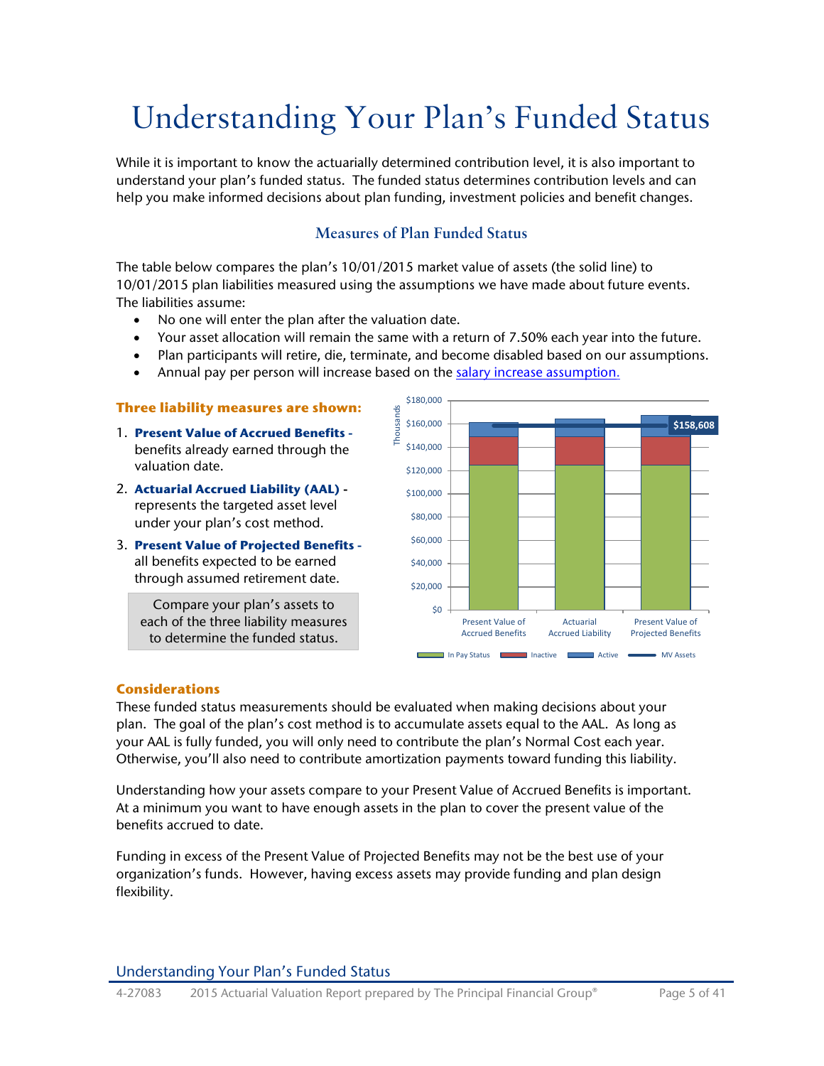# Understanding Your Plan's Funded Status

While it is important to know the actuarially determined contribution level, it is also important to understand your plan's funded status. The funded status determines contribution levels and can help you make informed decisions about plan funding, investment policies and benefit changes.

## Measures of Plan Funded Status

The table below compares the plan's 10/01/2015 market value of assets (the solid line) to 10/01/2015 plan liabilities measured using the assumptions we have made about future events. The liabilities assume:

- No one will enter the plan after the valuation date.
- Your asset allocation will remain the same with a return of 7.50% each year into the future.
- Plan participants will retire, die, terminate, and become disabled based on our assumptions.
- Annual pay per person will increase based on the salary increase assumption.

**Three liability measures are shown:**

1. **Present Value of Accrued Benefits -** benefits already earned through the valuation date.
2. **Actuarial Accrued Liability (AAL) -** represents the targeted asset level under your plan's cost method.
3. **Present Value of Projected Benefits -** all benefits expected to be earned through assumed retirement date.

Compare your plan's assets to each of the three liability measures to determine the funded status.

Chart (Thousands): Present Value of Accrued Benefits, Actuarial Accrued Liability, Present Value of Projected Benefits — In Pay Status, Inactive, Active, MV Assets ($158,608)

### Considerations

These funded status measurements should be evaluated when making decisions about your plan. The goal of the plan's cost method is to accumulate assets equal to the AAL. As long as your AAL is fully funded, you will only need to contribute the plan's Normal Cost each year. Otherwise, you'll also need to contribute amortization payments toward funding this liability.

Understanding how your assets compare to your Present Value of Accrued Benefits is important. At a minimum you want to have enough assets in the plan to cover the present value of the benefits accrued to date.

Funding in excess of the Present Value of Projected Benefits may not be the best use of your organization's funds. However, having excess assets may provide funding and plan design flexibility.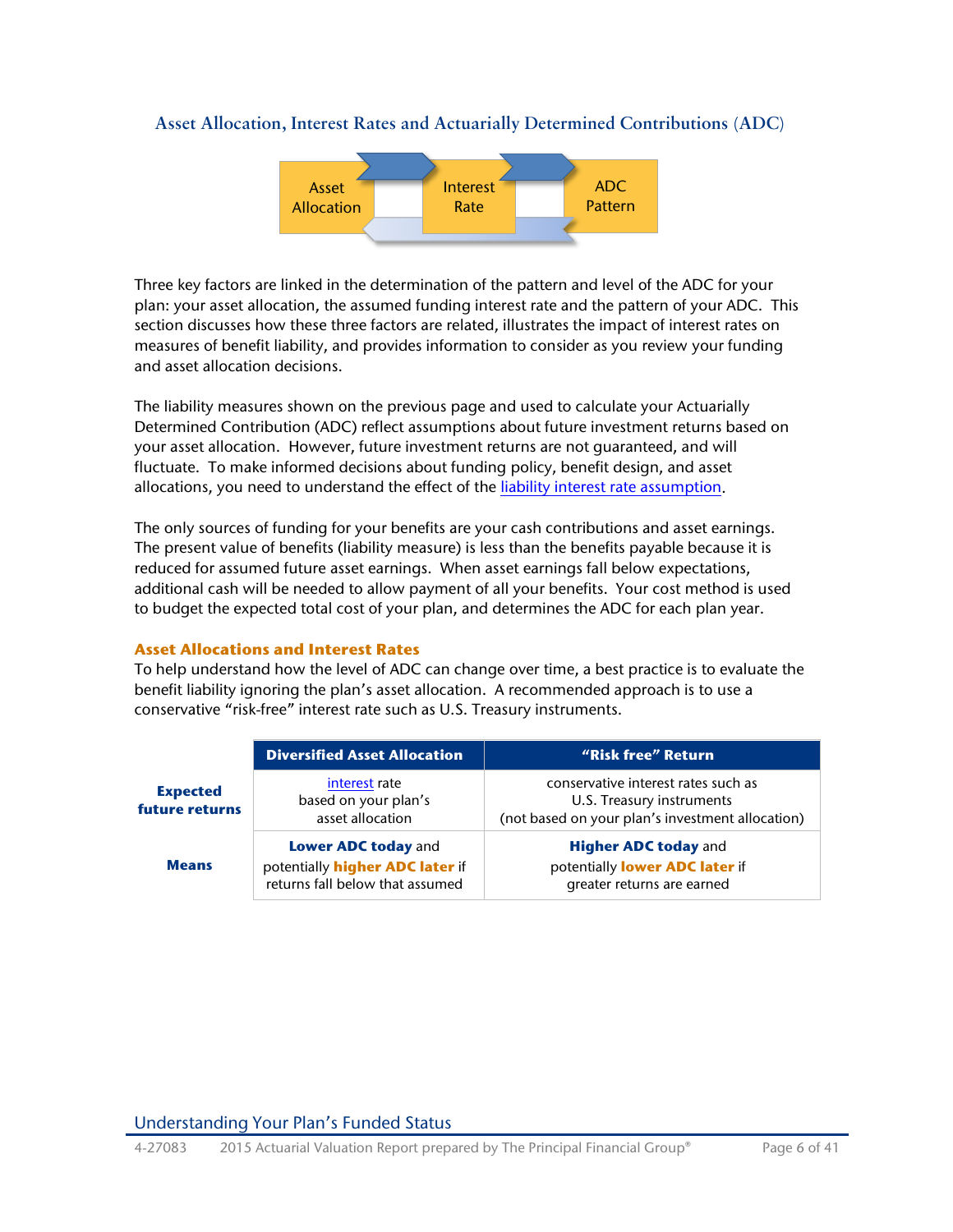## Asset Allocation, Interest Rates and Actuarially Determined Contributions (ADC)

Asset Allocation → Interest Rate → ADC Pattern

Three key factors are linked in the determination of the pattern and level of the ADC for your plan: your asset allocation, the assumed funding interest rate and the pattern of your ADC. This section discusses how these three factors are related, illustrates the impact of interest rates on measures of benefit liability, and provides information to consider as you review your funding and asset allocation decisions.

The liability measures shown on the previous page and used to calculate your Actuarially Determined Contribution (ADC) reflect assumptions about future investment returns based on your asset allocation. However, future investment returns are not guaranteed, and will fluctuate. To make informed decisions about funding policy, benefit design, and asset allocations, you need to understand the effect of the liability interest rate assumption.

The only sources of funding for your benefits are your cash contributions and asset earnings. The present value of benefits (liability measure) is less than the benefits payable because it is reduced for assumed future asset earnings. When asset earnings fall below expectations, additional cash will be needed to allow payment of all your benefits. Your cost method is used to budget the expected total cost of your plan, and determines the ADC for each plan year.

### Asset Allocations and Interest Rates

To help understand how the level of ADC can change over time, a best practice is to evaluate the benefit liability ignoring the plan's asset allocation. A recommended approach is to use a conservative "risk-free" interest rate such as U.S. Treasury instruments.

| | Diversified Asset Allocation | "Risk free" Return |
|---|---|---|
| **Expected future returns** | interest rate based on your plan's asset allocation | conservative interest rates such as U.S. Treasury instruments (not based on your plan's investment allocation) |
| **Means** | **Lower ADC today** and potentially **higher ADC later** if returns fall below that assumed | **Higher ADC today** and potentially **lower ADC later** if greater returns are earned |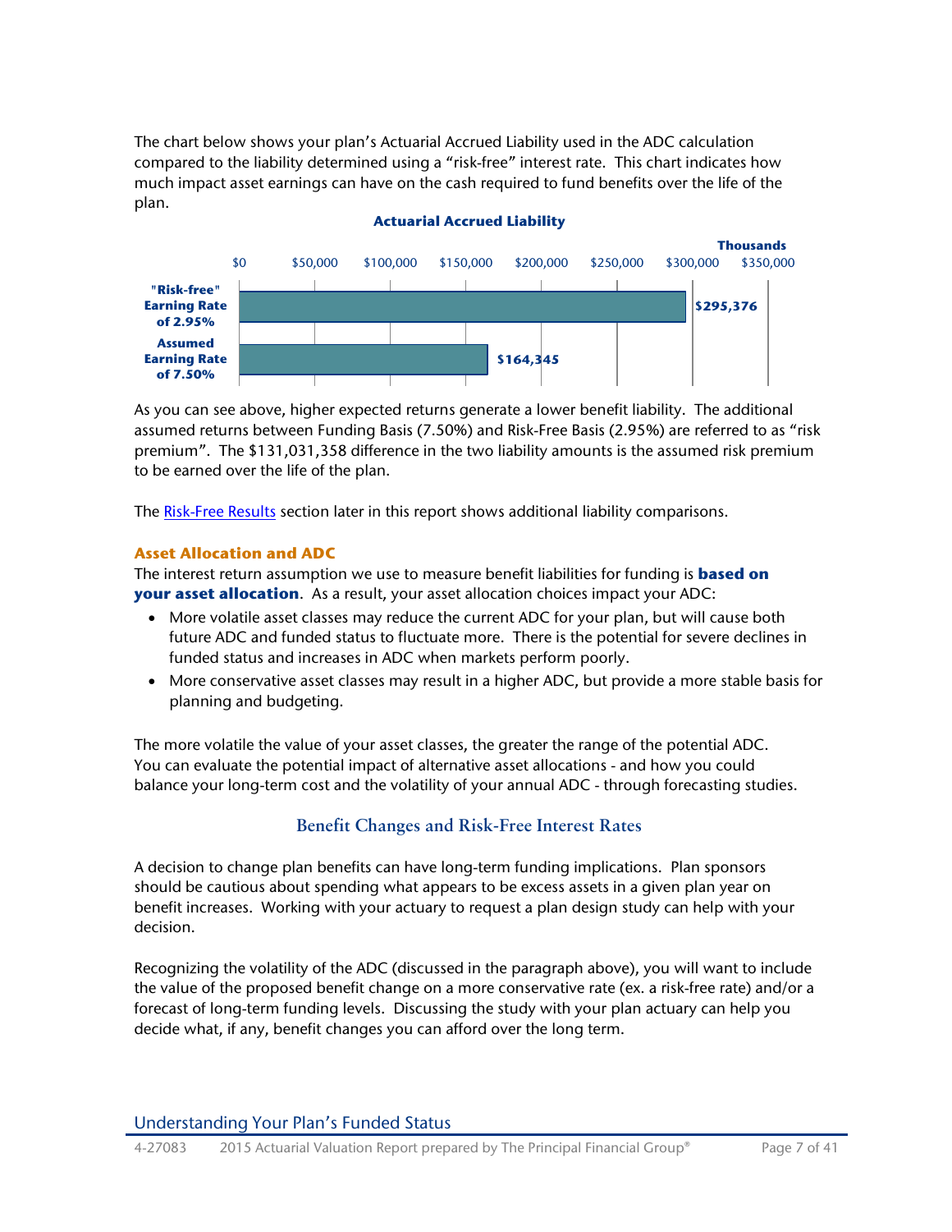The chart below shows your plan's Actuarial Accrued Liability used in the ADC calculation compared to the liability determined using a "risk-free" interest rate. This chart indicates how much impact asset earnings can have on the cash required to fund benefits over the life of the plan.

**Actuarial Accrued Liability**

| | Thousands |
|---|---|
| "Risk-free" Earning Rate of 2.95% | $295,376 |
| Assumed Earning Rate of 7.50% | $164,345 |

As you can see above, higher expected returns generate a lower benefit liability. The additional assumed returns between Funding Basis (7.50%) and Risk-Free Basis (2.95%) are referred to as "risk premium". The $131,031,358 difference in the two liability amounts is the assumed risk premium to be earned over the life of the plan.

The Risk-Free Results section later in this report shows additional liability comparisons.

### Asset Allocation and ADC

The interest return assumption we use to measure benefit liabilities for funding is **based on your asset allocation**. As a result, your asset allocation choices impact your ADC:

- More volatile asset classes may reduce the current ADC for your plan, but will cause both future ADC and funded status to fluctuate more. There is the potential for severe declines in funded status and increases in ADC when markets perform poorly.
- More conservative asset classes may result in a higher ADC, but provide a more stable basis for planning and budgeting.

The more volatile the value of your asset classes, the greater the range of the potential ADC. You can evaluate the potential impact of alternative asset allocations - and how you could balance your long-term cost and the volatility of your annual ADC - through forecasting studies.

## Benefit Changes and Risk-Free Interest Rates

A decision to change plan benefits can have long-term funding implications. Plan sponsors should be cautious about spending what appears to be excess assets in a given plan year on benefit increases. Working with your actuary to request a plan design study can help with your decision.

Recognizing the volatility of the ADC (discussed in the paragraph above), you will want to include the value of the proposed benefit change on a more conservative rate (ex. a risk-free rate) and/or a forecast of long-term funding levels. Discussing the study with your plan actuary can help you decide what, if any, benefit changes you can afford over the long term.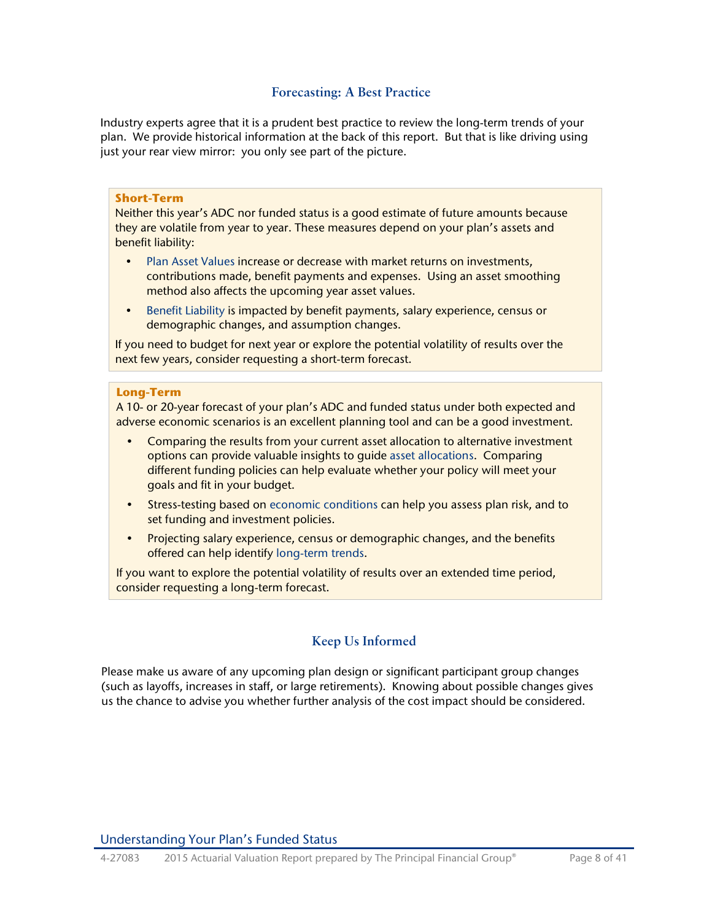## Forecasting: A Best Practice

Industry experts agree that it is a prudent best practice to review the long-term trends of your plan. We provide historical information at the back of this report. But that is like driving using just your rear view mirror: you only see part of the picture.

**Short-Term**

Neither this year's ADC nor funded status is a good estimate of future amounts because they are volatile from year to year. These measures depend on your plan's assets and benefit liability:

- Plan Asset Values increase or decrease with market returns on investments, contributions made, benefit payments and expenses. Using an asset smoothing method also affects the upcoming year asset values.
- Benefit Liability is impacted by benefit payments, salary experience, census or demographic changes, and assumption changes.

If you need to budget for next year or explore the potential volatility of results over the next few years, consider requesting a short-term forecast.

**Long-Term**

A 10- or 20-year forecast of your plan's ADC and funded status under both expected and adverse economic scenarios is an excellent planning tool and can be a good investment.

- Comparing the results from your current asset allocation to alternative investment options can provide valuable insights to guide asset allocations. Comparing different funding policies can help evaluate whether your policy will meet your goals and fit in your budget.
- Stress-testing based on economic conditions can help you assess plan risk, and to set funding and investment policies.
- Projecting salary experience, census or demographic changes, and the benefits offered can help identify long-term trends.

If you want to explore the potential volatility of results over an extended time period, consider requesting a long-term forecast.

## Keep Us Informed

Please make us aware of any upcoming plan design or significant participant group changes (such as layoffs, increases in staff, or large retirements). Knowing about possible changes gives us the chance to advise you whether further analysis of the cost impact should be considered.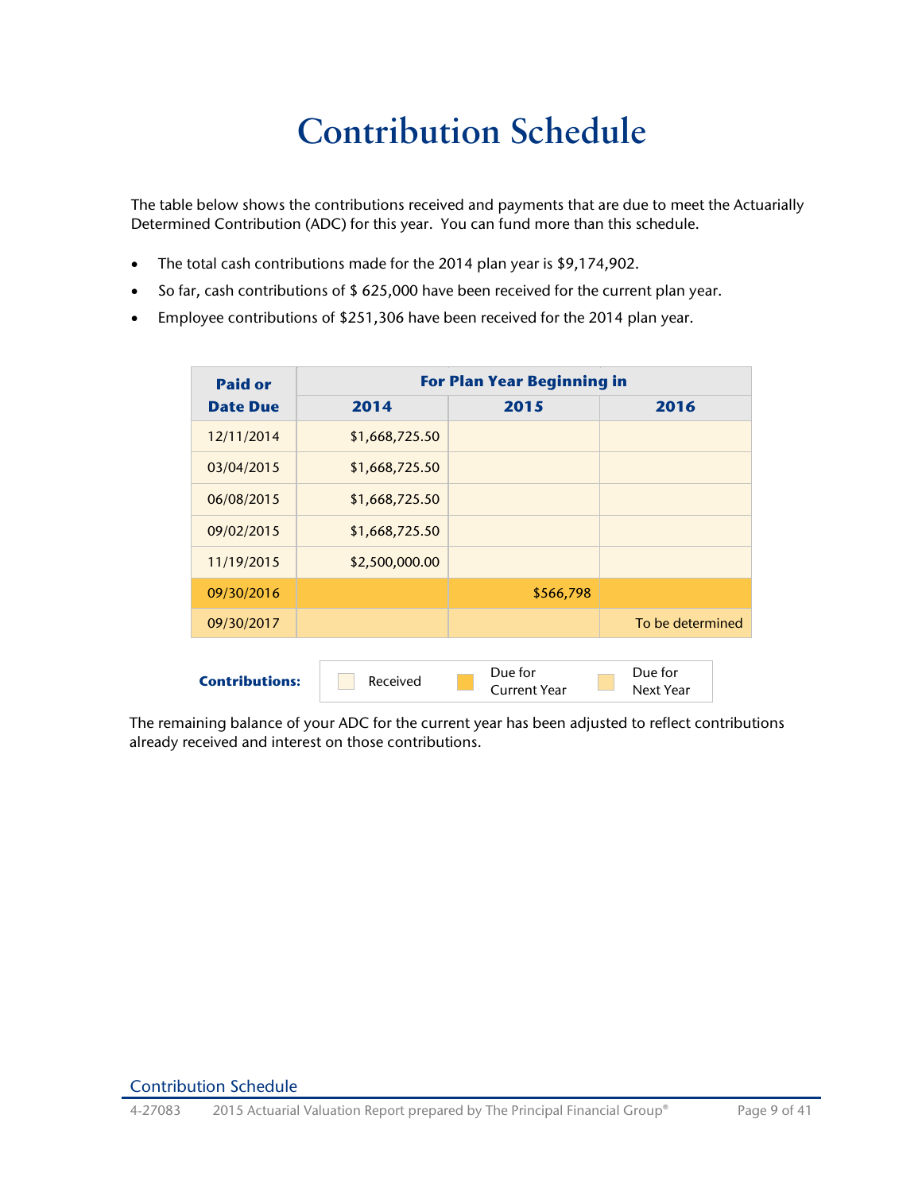# Contribution Schedule

The table below shows the contributions received and payments that are due to meet the Actuarially Determined Contribution (ADC) for this year. You can fund more than this schedule.

- The total cash contributions made for the 2014 plan year is $9,174,902.
- So far, cash contributions of $ 625,000 have been received for the current plan year.
- Employee contributions of $251,306 have been received for the 2014 plan year.

| Paid or Date Due | For Plan Year Beginning in | | |
|---|---|---|---|
| | 2014 | 2015 | 2016 |
| 12/11/2014 | $1,668,725.50 | | |
| 03/04/2015 | $1,668,725.50 | | |
| 06/08/2015 | $1,668,725.50 | | |
| 09/02/2015 | $1,668,725.50 | | |
| 11/19/2015 | $2,500,000.00 | | |
| 09/30/2016 | | $566,798 | |
| 09/30/2017 | | | To be determined |

**Contributions:** Received | Due for Current Year | Due for Next Year

The remaining balance of your ADC for the current year has been adjusted to reflect contributions already received and interest on those contributions.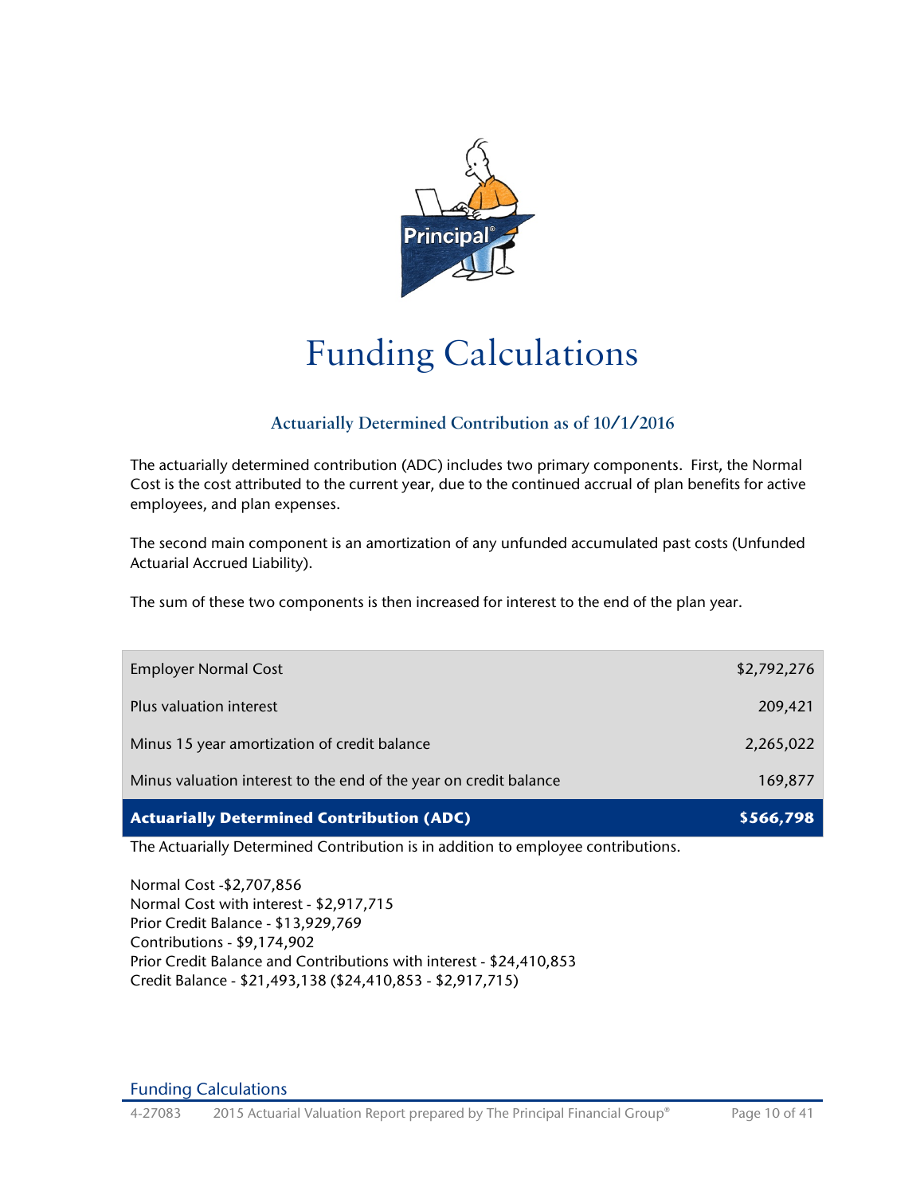# Funding Calculations

### Actuarially Determined Contribution as of 10/1/2016

The actuarially determined contribution (ADC) includes two primary components. First, the Normal Cost is the cost attributed to the current year, due to the continued accrual of plan benefits for active employees, and plan expenses.

The second main component is an amortization of any unfunded accumulated past costs (Unfunded Actuarial Accrued Liability).

The sum of these two components is then increased for interest to the end of the plan year.

| | |
|---|---|
| Employer Normal Cost | $2,792,276 |
| Plus valuation interest | 209,421 |
| Minus 15 year amortization of credit balance | 2,265,022 |
| Minus valuation interest to the end of the year on credit balance | 169,877 |
| **Actuarially Determined Contribution (ADC)** | **$566,798** |

The Actuarially Determined Contribution is in addition to employee contributions.

Normal Cost -$2,707,856
Normal Cost with interest - $2,917,715
Prior Credit Balance - $13,929,769
Contributions - $9,174,902
Prior Credit Balance and Contributions with interest - $24,410,853
Credit Balance - $21,493,138 ($24,410,853 - $2,917,715)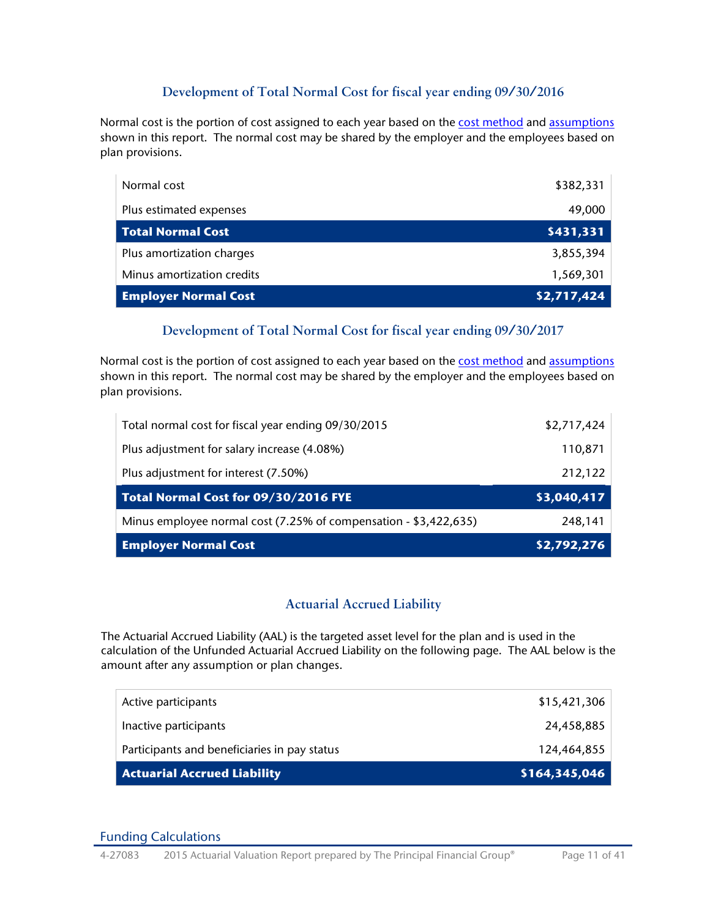## Development of Total Normal Cost for fiscal year ending 09/30/2016

Normal cost is the portion of cost assigned to each year based on the cost method and assumptions shown in this report. The normal cost may be shared by the employer and the employees based on plan provisions.

| | |
|---|---:|
| Normal cost | $382,331 |
| Plus estimated expenses | 49,000 |
| **Total Normal Cost** | **$431,331** |
| Plus amortization charges | 3,855,394 |
| Minus amortization credits | 1,569,301 |
| **Employer Normal Cost** | **$2,717,424** |

## Development of Total Normal Cost for fiscal year ending 09/30/2017

Normal cost is the portion of cost assigned to each year based on the cost method and assumptions shown in this report. The normal cost may be shared by the employer and the employees based on plan provisions.

| | |
|---|---:|
| Total normal cost for fiscal year ending 09/30/2015 | $2,717,424 |
| Plus adjustment for salary increase (4.08%) | 110,871 |
| Plus adjustment for interest (7.50%) | 212,122 |
| **Total Normal Cost for 09/30/2016 FYE** | **$3,040,417** |
| Minus employee normal cost (7.25% of compensation - $3,422,635) | 248,141 |
| **Employer Normal Cost** | **$2,792,276** |

## Actuarial Accrued Liability

The Actuarial Accrued Liability (AAL) is the targeted asset level for the plan and is used in the calculation of the Unfunded Actuarial Accrued Liability on the following page. The AAL below is the amount after any assumption or plan changes.

| | |
|---|---:|
| Active participants | $15,421,306 |
| Inactive participants | 24,458,885 |
| Participants and beneficiaries in pay status | 124,464,855 |
| **Actuarial Accrued Liability** | **$164,345,046** |

Funding Calculations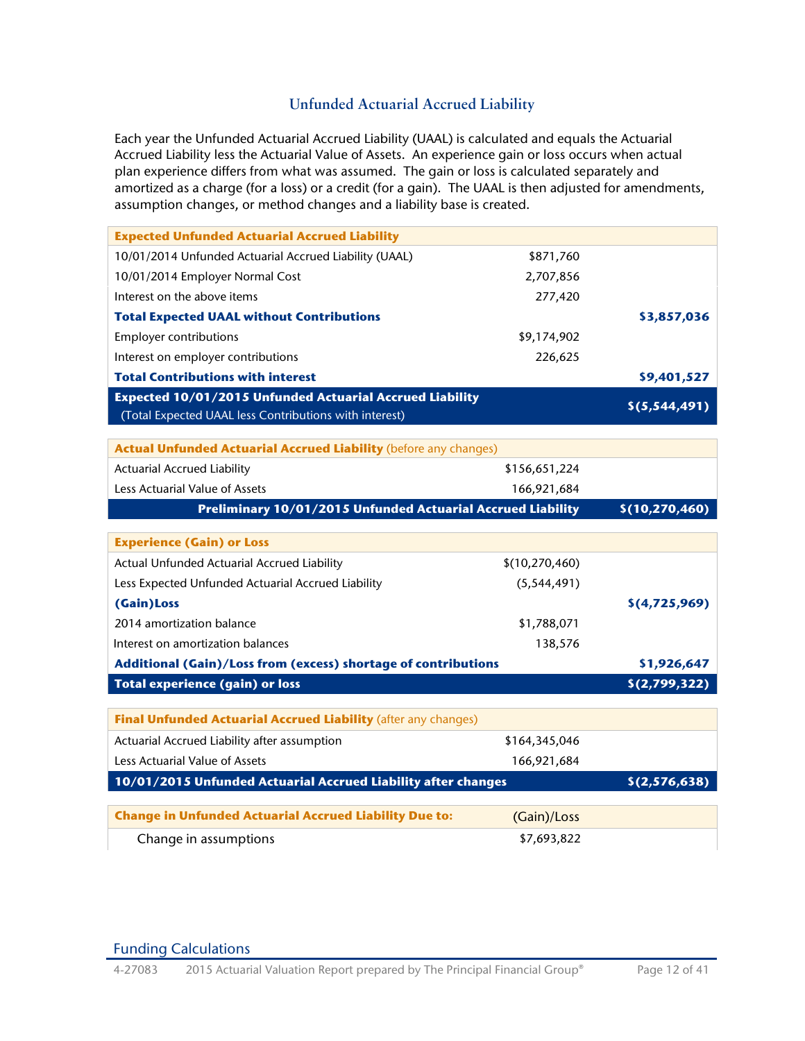## Unfunded Actuarial Accrued Liability

Each year the Unfunded Actuarial Accrued Liability (UAAL) is calculated and equals the Actuarial Accrued Liability less the Actuarial Value of Assets. An experience gain or loss occurs when actual plan experience differs from what was assumed. The gain or loss is calculated separately and amortized as a charge (for a loss) or a credit (for a gain). The UAAL is then adjusted for amendments, assumption changes, or method changes and a liability base is created.

| **Expected Unfunded Actuarial Accrued Liability** | | |
|---|---|---|
| 10/01/2014 Unfunded Actuarial Accrued Liability (UAAL) | $871,760 | |
| 10/01/2014 Employer Normal Cost | 2,707,856 | |
| Interest on the above items | 277,420 | |
| **Total Expected UAAL without Contributions** | | **$3,857,036** |
| Employer contributions | $9,174,902 | |
| Interest on employer contributions | 226,625 | |
| **Total Contributions with interest** | | **$9,401,527** |
| **Expected 10/01/2015 Unfunded Actuarial Accrued Liability** (Total Expected UAAL less Contributions with interest) | | **$(5,544,491)** |

| **Actual Unfunded Actuarial Accrued Liability** (before any changes) | | |
|---|---|---|
| Actuarial Accrued Liability | $156,651,224 | |
| Less Actuarial Value of Assets | 166,921,684 | |
| **Preliminary 10/01/2015 Unfunded Actuarial Accrued Liability** | | **$(10,270,460)** |

| **Experience (Gain) or Loss** | | |
|---|---|---|
| Actual Unfunded Actuarial Accrued Liability | $(10,270,460) | |
| Less Expected Unfunded Actuarial Accrued Liability | (5,544,491) | |
| **(Gain)Loss** | | **$(4,725,969)** |
| 2014 amortization balance | $1,788,071 | |
| Interest on amortization balances | 138,576 | |
| **Additional (Gain)/Loss from (excess) shortage of contributions** | | **$1,926,647** |
| **Total experience (gain) or loss** | | **$(2,799,322)** |

| **Final Unfunded Actuarial Accrued Liability** (after any changes) | | |
|---|---|---|
| Actuarial Accrued Liability after assumption | $164,345,046 | |
| Less Actuarial Value of Assets | 166,921,684 | |
| **10/01/2015 Unfunded Actuarial Accrued Liability after changes** | | **$(2,576,638)** |

| **Change in Unfunded Actuarial Accrued Liability Due to:** | (Gain)/Loss |
|---|---|
| Change in assumptions | $7,693,822 |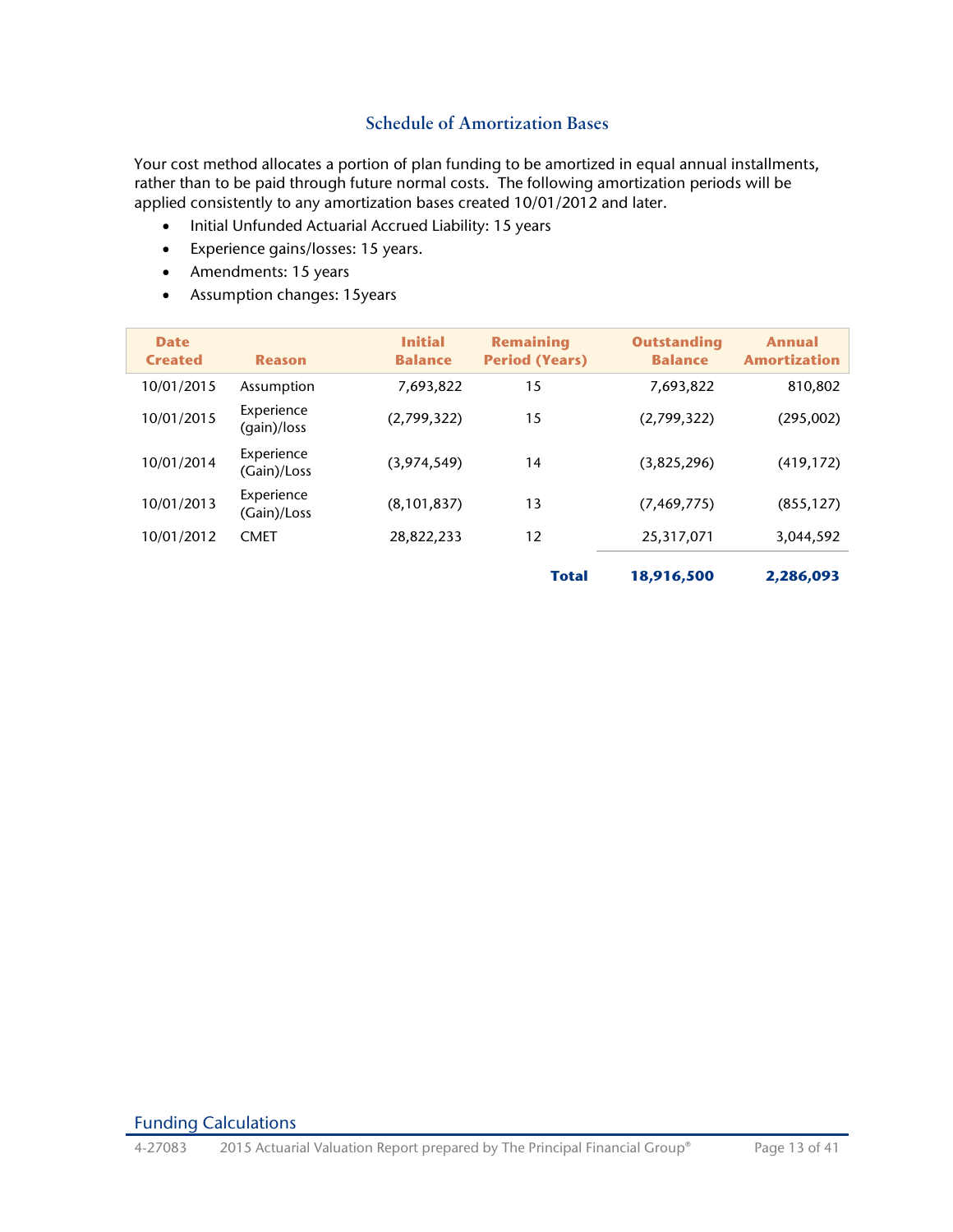## Schedule of Amortization Bases

Your cost method allocates a portion of plan funding to be amortized in equal annual installments, rather than to be paid through future normal costs. The following amortization periods will be applied consistently to any amortization bases created 10/01/2012 and later.

- Initial Unfunded Actuarial Accrued Liability: 15 years
- Experience gains/losses: 15 years.
- Amendments: 15 years
- Assumption changes: 15years

| Date Created | Reason | Initial Balance | Remaining Period (Years) | Outstanding Balance | Annual Amortization |
|---|---|---|---|---|---|
| 10/01/2015 | Assumption | 7,693,822 | 15 | 7,693,822 | 810,802 |
| 10/01/2015 | Experience (gain)/loss | (2,799,322) | 15 | (2,799,322) | (295,002) |
| 10/01/2014 | Experience (Gain)/Loss | (3,974,549) | 14 | (3,825,296) | (419,172) |
| 10/01/2013 | Experience (Gain)/Loss | (8,101,837) | 13 | (7,469,775) | (855,127) |
| 10/01/2012 | CMET | 28,822,233 | 12 | 25,317,071 | 3,044,592 |
| | | | **Total** | **18,916,500** | **2,286,093** |

Funding Calculations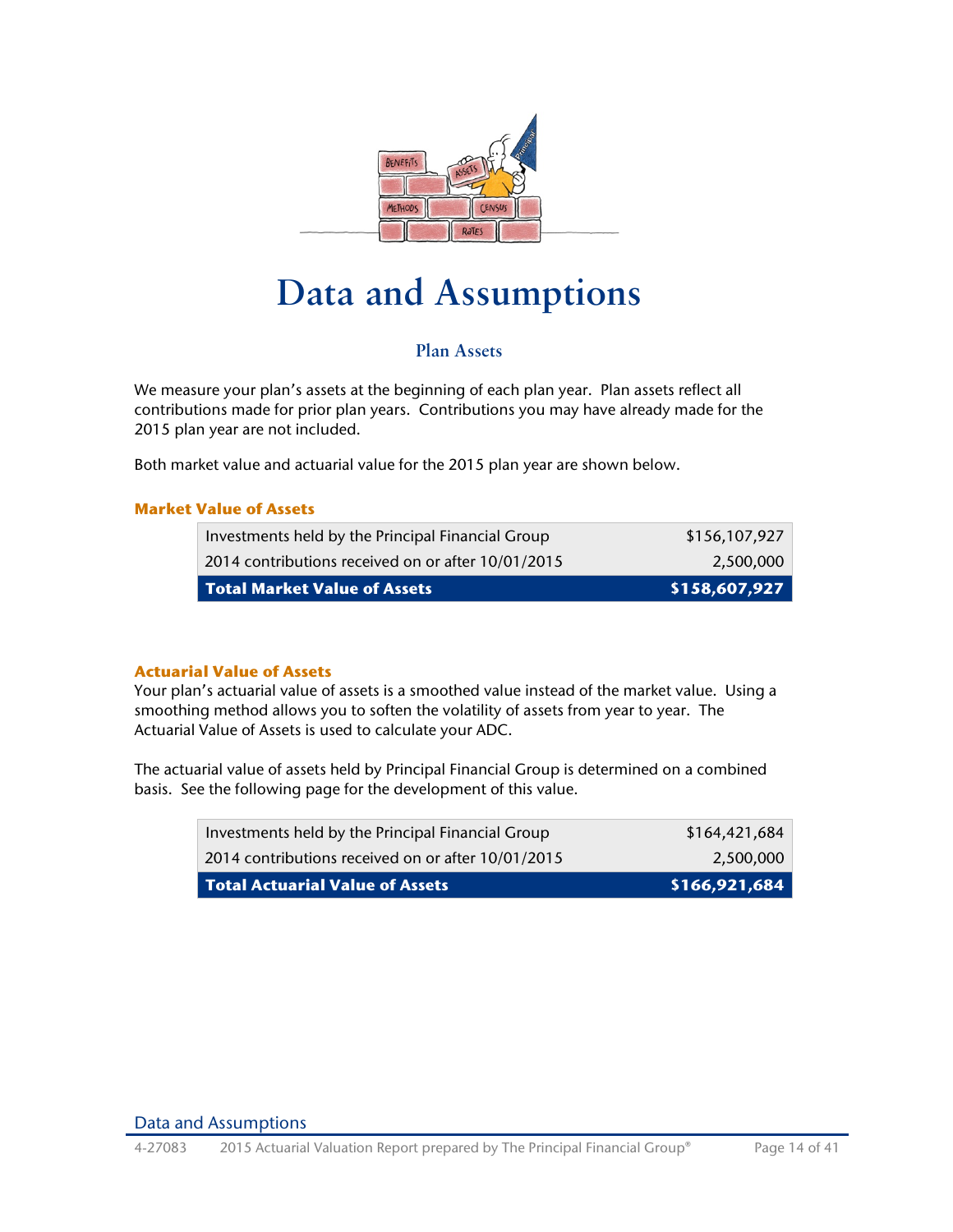# Data and Assumptions

## Plan Assets

We measure your plan's assets at the beginning of each plan year. Plan assets reflect all contributions made for prior plan years. Contributions you may have already made for the 2015 plan year are not included.

Both market value and actuarial value for the 2015 plan year are shown below.

### Market Value of Assets

| | |
|---|---:|
| Investments held by the Principal Financial Group | $156,107,927 |
| 2014 contributions received on or after 10/01/2015 | 2,500,000 |
| **Total Market Value of Assets** | **$158,607,927** |

### Actuarial Value of Assets

Your plan's actuarial value of assets is a smoothed value instead of the market value. Using a smoothing method allows you to soften the volatility of assets from year to year. The Actuarial Value of Assets is used to calculate your ADC.

The actuarial value of assets held by Principal Financial Group is determined on a combined basis. See the following page for the development of this value.

| | |
|---|---:|
| Investments held by the Principal Financial Group | $164,421,684 |
| 2014 contributions received on or after 10/01/2015 | 2,500,000 |
| **Total Actuarial Value of Assets** | **$166,921,684** |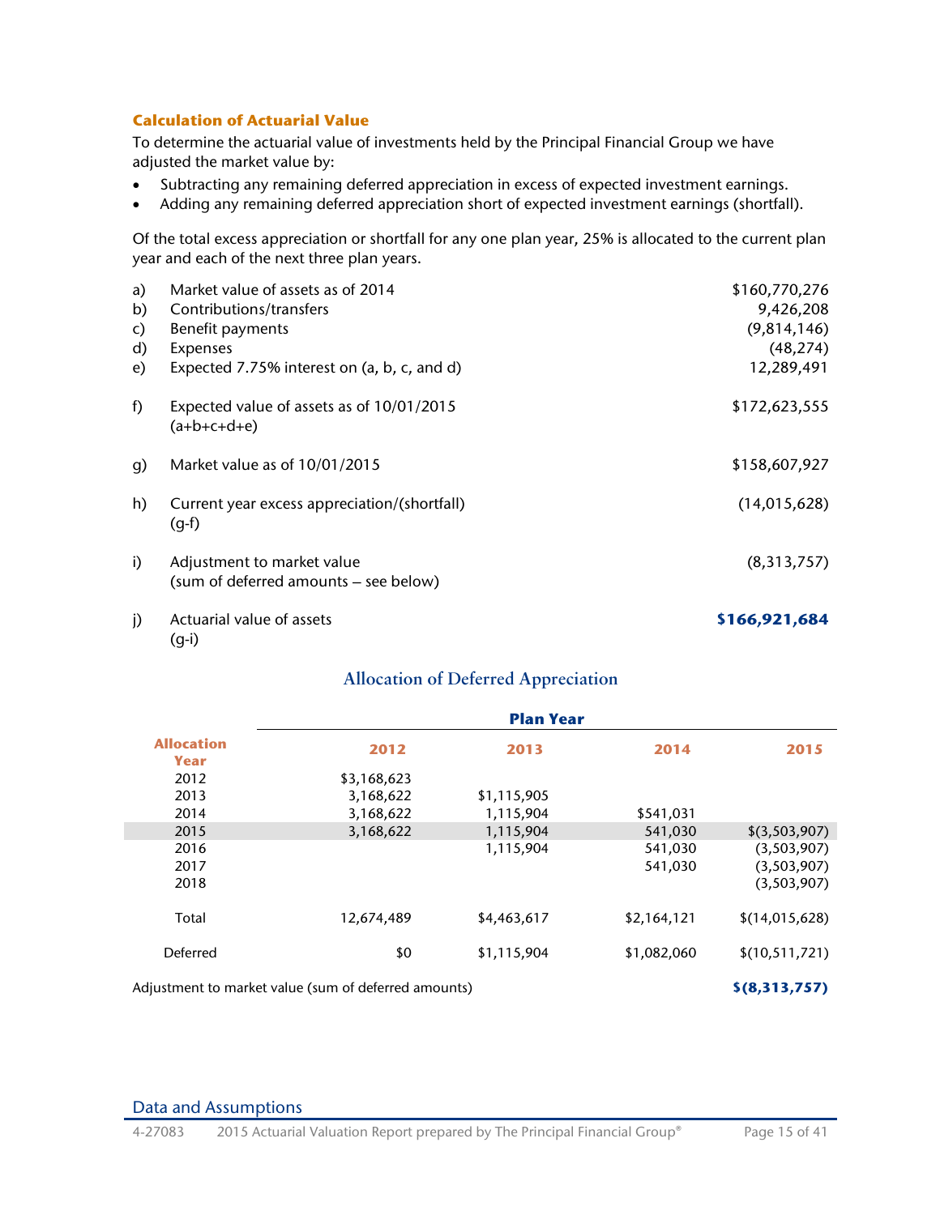### Calculation of Actuarial Value

To determine the actuarial value of investments held by the Principal Financial Group we have adjusted the market value by:

- Subtracting any remaining deferred appreciation in excess of expected investment earnings.
- Adding any remaining deferred appreciation short of expected investment earnings (shortfall).

Of the total excess appreciation or shortfall for any one plan year, 25% is allocated to the current plan year and each of the next three plan years.

| | | |
|---|---|---|
| a) | Market value of assets as of 2014 | $160,770,276 |
| b) | Contributions/transfers | 9,426,208 |
| c) | Benefit payments | (9,814,146) |
| d) | Expenses | (48,274) |
| e) | Expected 7.75% interest on (a, b, c, and d) | 12,289,491 |
| f) | Expected value of assets as of 10/01/2015 (a+b+c+d+e) | $172,623,555 |
| g) | Market value as of 10/01/2015 | $158,607,927 |
| h) | Current year excess appreciation/(shortfall) (g-f) | (14,015,628) |
| i) | Adjustment to market value (sum of deferred amounts – see below) | (8,313,757) |
| j) | Actuarial value of assets (g-i) | **$166,921,684** |

## Allocation of Deferred Appreciation

| | Plan Year | | | |
|---|---|---|---|---|
| **Allocation Year** | **2012** | **2013** | **2014** | **2015** |
| 2012 | $3,168,623 | | | |
| 2013 | 3,168,622 | $1,115,905 | | |
| 2014 | 3,168,622 | 1,115,904 | $541,031 | |
| 2015 | 3,168,622 | 1,115,904 | 541,030 | $(3,503,907) |
| 2016 | | 1,115,904 | 541,030 | (3,503,907) |
| 2017 | | | 541,030 | (3,503,907) |
| 2018 | | | | (3,503,907) |
| Total | 12,674,489 | $4,463,617 | $2,164,121 | $(14,015,628) |
| Deferred | $0 | $1,115,904 | $1,082,060 | $(10,511,721) |

Adjustment to market value (sum of deferred amounts) **$(8,313,757)**

Data and Assumptions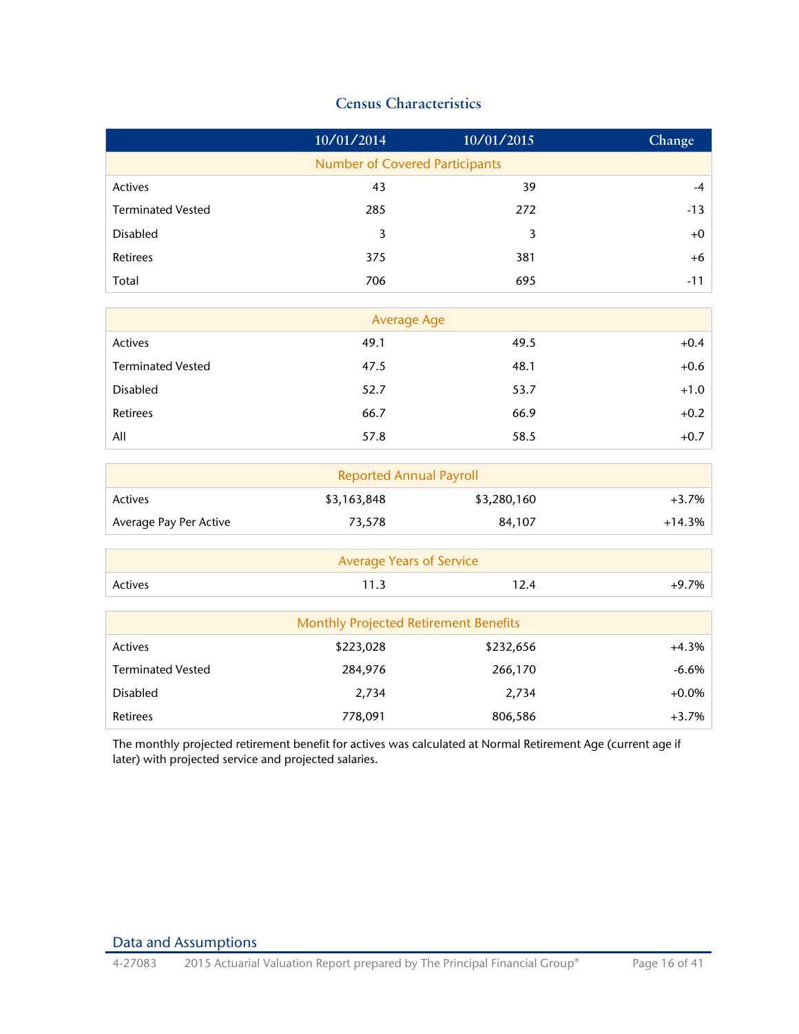## Census Characteristics

| | 10/01/2014 | 10/01/2015 | Change |
|---|---|---|---|
| **Number of Covered Participants** | | | |
| Actives | 43 | 39 | -4 |
| Terminated Vested | 285 | 272 | -13 |
| Disabled | 3 | 3 | +0 |
| Retirees | 375 | 381 | +6 |
| Total | 706 | 695 | -11 |
| **Average Age** | | | |
| Actives | 49.1 | 49.5 | +0.4 |
| Terminated Vested | 47.5 | 48.1 | +0.6 |
| Disabled | 52.7 | 53.7 | +1.0 |
| Retirees | 66.7 | 66.9 | +0.2 |
| All | 57.8 | 58.5 | +0.7 |
| **Reported Annual Payroll** | | | |
| Actives | $3,163,848 | $3,280,160 | +3.7% |
| Average Pay Per Active | 73,578 | 84,107 | +14.3% |
| **Average Years of Service** | | | |
| Actives | 11.3 | 12.4 | +9.7% |
| **Monthly Projected Retirement Benefits** | | | |
| Actives | $223,028 | $232,656 | +4.3% |
| Terminated Vested | 284,976 | 266,170 | -6.6% |
| Disabled | 2,734 | 2,734 | +0.0% |
| Retirees | 778,091 | 806,586 | +3.7% |

The monthly projected retirement benefit for actives was calculated at Normal Retirement Age (current age if later) with projected service and projected salaries.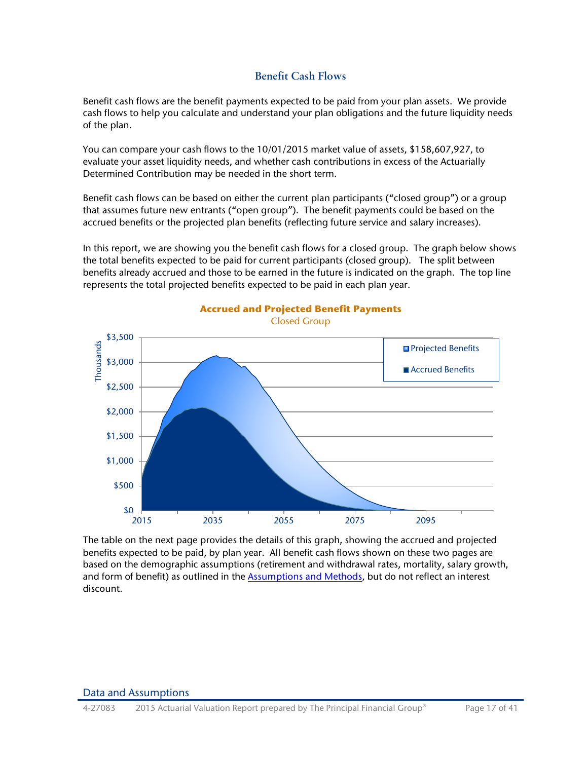## Benefit Cash Flows

Benefit cash flows are the benefit payments expected to be paid from your plan assets. We provide cash flows to help you calculate and understand your plan obligations and the future liquidity needs of the plan.

You can compare your cash flows to the 10/01/2015 market value of assets, $158,607,927, to evaluate your asset liquidity needs, and whether cash contributions in excess of the Actuarially Determined Contribution may be needed in the short term.

Benefit cash flows can be based on either the current plan participants ("closed group") or a group that assumes future new entrants ("open group"). The benefit payments could be based on the accrued benefits or the projected plan benefits (reflecting future service and salary increases).

In this report, we are showing you the benefit cash flows for a closed group. The graph below shows the total benefits expected to be paid for current participants (closed group). The split between benefits already accrued and those to be earned in the future is indicated on the graph. The top line represents the total projected benefits expected to be paid in each plan year.

**Accrued and Projected Benefit Payments**
Closed Group

The table on the next page provides the details of this graph, showing the accrued and projected benefits expected to be paid, by plan year. All benefit cash flows shown on these two pages are based on the demographic assumptions (retirement and withdrawal rates, mortality, salary growth, and form of benefit) as outlined in the Assumptions and Methods, but do not reflect an interest discount.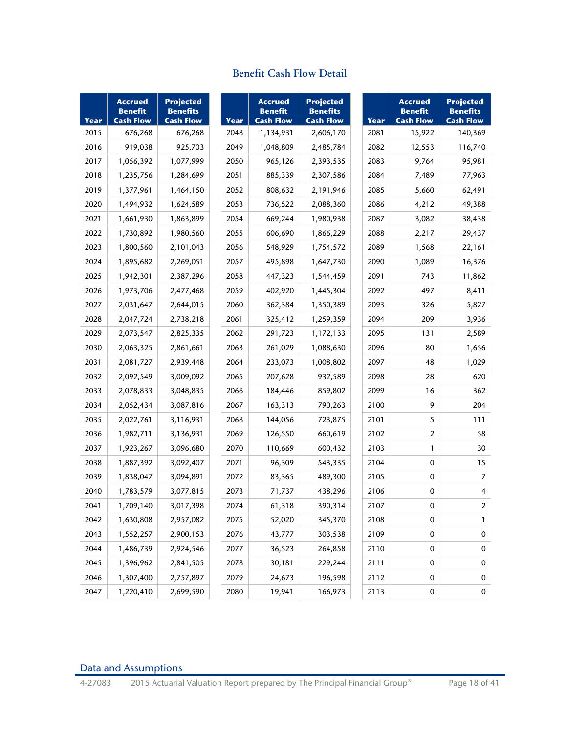## Benefit Cash Flow Detail

| Year | Accrued Benefit Cash Flow | Projected Benefits Cash Flow |
|---|---|---|
| 2015 | 676,268 | 676,268 |
| 2016 | 919,038 | 925,703 |
| 2017 | 1,056,392 | 1,077,999 |
| 2018 | 1,235,756 | 1,284,699 |
| 2019 | 1,377,961 | 1,464,150 |
| 2020 | 1,494,932 | 1,624,589 |
| 2021 | 1,661,930 | 1,863,899 |
| 2022 | 1,730,892 | 1,980,560 |
| 2023 | 1,800,560 | 2,101,043 |
| 2024 | 1,895,682 | 2,269,051 |
| 2025 | 1,942,301 | 2,387,296 |
| 2026 | 1,973,706 | 2,477,468 |
| 2027 | 2,031,647 | 2,644,015 |
| 2028 | 2,047,724 | 2,738,218 |
| 2029 | 2,073,547 | 2,825,335 |
| 2030 | 2,063,325 | 2,861,661 |
| 2031 | 2,081,727 | 2,939,448 |
| 2032 | 2,092,549 | 3,009,092 |
| 2033 | 2,078,833 | 3,048,835 |
| 2034 | 2,052,434 | 3,087,816 |
| 2035 | 2,022,761 | 3,116,931 |
| 2036 | 1,982,711 | 3,136,931 |
| 2037 | 1,923,267 | 3,096,680 |
| 2038 | 1,887,392 | 3,092,407 |
| 2039 | 1,838,047 | 3,094,891 |
| 2040 | 1,783,579 | 3,077,815 |
| 2041 | 1,709,140 | 3,017,398 |
| 2042 | 1,630,808 | 2,957,082 |
| 2043 | 1,552,257 | 2,900,153 |
| 2044 | 1,486,739 | 2,924,546 |
| 2045 | 1,396,962 | 2,841,505 |
| 2046 | 1,307,400 | 2,757,897 |
| 2047 | 1,220,410 | 2,699,590 |
| 2048 | 1,134,931 | 2,606,170 |
| 2049 | 1,048,809 | 2,485,784 |
| 2050 | 965,126 | 2,393,535 |
| 2051 | 885,339 | 2,307,586 |
| 2052 | 808,632 | 2,191,946 |
| 2053 | 736,522 | 2,088,360 |
| 2054 | 669,244 | 1,980,938 |
| 2055 | 606,690 | 1,866,229 |
| 2056 | 548,929 | 1,754,572 |
| 2057 | 495,898 | 1,647,730 |
| 2058 | 447,323 | 1,544,459 |
| 2059 | 402,920 | 1,445,304 |
| 2060 | 362,384 | 1,350,389 |
| 2061 | 325,412 | 1,259,359 |
| 2062 | 291,723 | 1,172,133 |
| 2063 | 261,029 | 1,088,630 |
| 2064 | 233,073 | 1,008,802 |
| 2065 | 207,628 | 932,589 |
| 2066 | 184,446 | 859,802 |
| 2067 | 163,313 | 790,263 |
| 2068 | 144,056 | 723,875 |
| 2069 | 126,550 | 660,619 |
| 2070 | 110,669 | 600,432 |
| 2071 | 96,309 | 543,335 |
| 2072 | 83,365 | 489,300 |
| 2073 | 71,737 | 438,296 |
| 2074 | 61,318 | 390,314 |
| 2075 | 52,020 | 345,370 |
| 2076 | 43,777 | 303,538 |
| 2077 | 36,523 | 264,858 |
| 2078 | 30,181 | 229,244 |
| 2079 | 24,673 | 196,598 |
| 2080 | 19,941 | 166,973 |
| 2081 | 15,922 | 140,369 |
| 2082 | 12,553 | 116,740 |
| 2083 | 9,764 | 95,981 |
| 2084 | 7,489 | 77,963 |
| 2085 | 5,660 | 62,491 |
| 2086 | 4,212 | 49,388 |
| 2087 | 3,082 | 38,438 |
| 2088 | 2,217 | 29,437 |
| 2089 | 1,568 | 22,161 |
| 2090 | 1,089 | 16,376 |
| 2091 | 743 | 11,862 |
| 2092 | 497 | 8,411 |
| 2093 | 326 | 5,827 |
| 2094 | 209 | 3,936 |
| 2095 | 131 | 2,589 |
| 2096 | 80 | 1,656 |
| 2097 | 48 | 1,029 |
| 2098 | 28 | 620 |
| 2099 | 16 | 362 |
| 2100 | 9 | 204 |
| 2101 | 5 | 111 |
| 2102 | 2 | 58 |
| 2103 | 1 | 30 |
| 2104 | 0 | 15 |
| 2105 | 0 | 7 |
| 2106 | 0 | 4 |
| 2107 | 0 | 2 |
| 2108 | 0 | 1 |
| 2109 | 0 | 0 |
| 2110 | 0 | 0 |
| 2111 | 0 | 0 |
| 2112 | 0 | 0 |
| 2113 | 0 | 0 |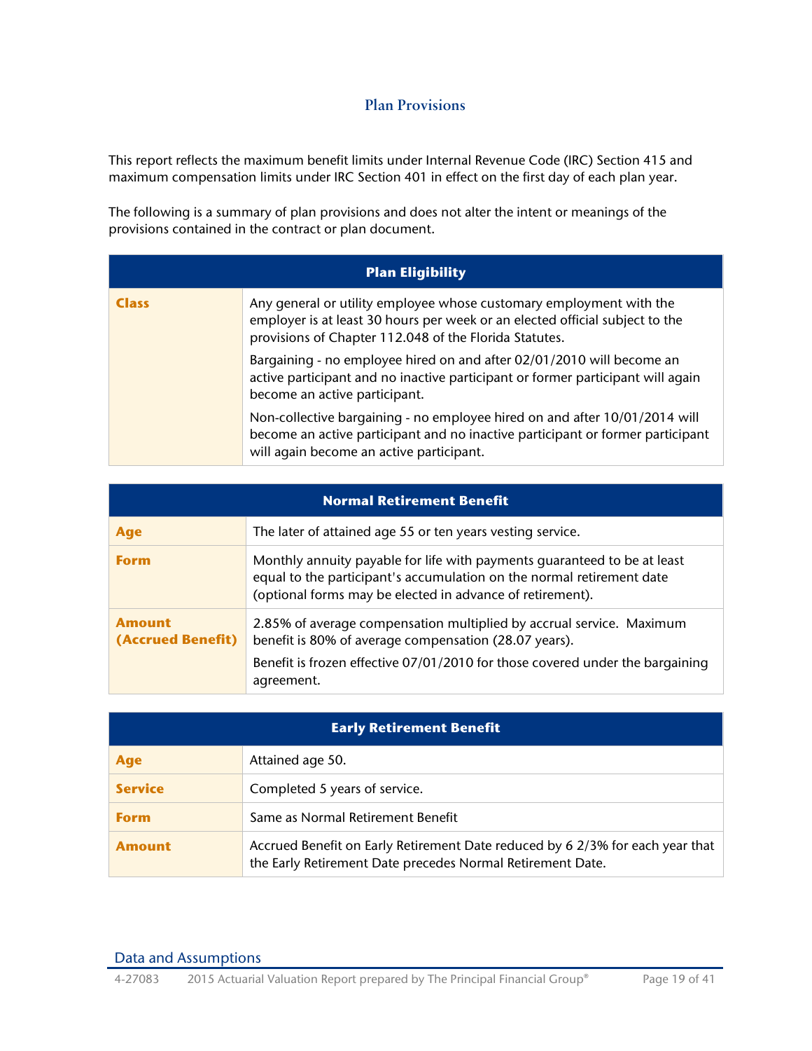## Plan Provisions

This report reflects the maximum benefit limits under Internal Revenue Code (IRC) Section 415 and maximum compensation limits under IRC Section 401 in effect on the first day of each plan year.

The following is a summary of plan provisions and does not alter the intent or meanings of the provisions contained in the contract or plan document.

| Plan Eligibility | |
|---|---|
| **Class** | Any general or utility employee whose customary employment with the employer is at least 30 hours per week or an elected official subject to the provisions of Chapter 112.048 of the Florida Statutes.<br><br>Bargaining - no employee hired on and after 02/01/2010 will become an active participant and no inactive participant or former participant will again become an active participant.<br><br>Non-collective bargaining - no employee hired on and after 10/01/2014 will become an active participant and no inactive participant or former participant will again become an active participant. |

| Normal Retirement Benefit | |
|---|---|
| **Age** | The later of attained age 55 or ten years vesting service. |
| **Form** | Monthly annuity payable for life with payments guaranteed to be at least equal to the participant's accumulation on the normal retirement date (optional forms may be elected in advance of retirement). |
| **Amount (Accrued Benefit)** | 2.85% of average compensation multiplied by accrual service. Maximum benefit is 80% of average compensation (28.07 years).<br><br>Benefit is frozen effective 07/01/2010 for those covered under the bargaining agreement. |

| Early Retirement Benefit | |
|---|---|
| **Age** | Attained age 50. |
| **Service** | Completed 5 years of service. |
| **Form** | Same as Normal Retirement Benefit |
| **Amount** | Accrued Benefit on Early Retirement Date reduced by 6 2/3% for each year that the Early Retirement Date precedes Normal Retirement Date. |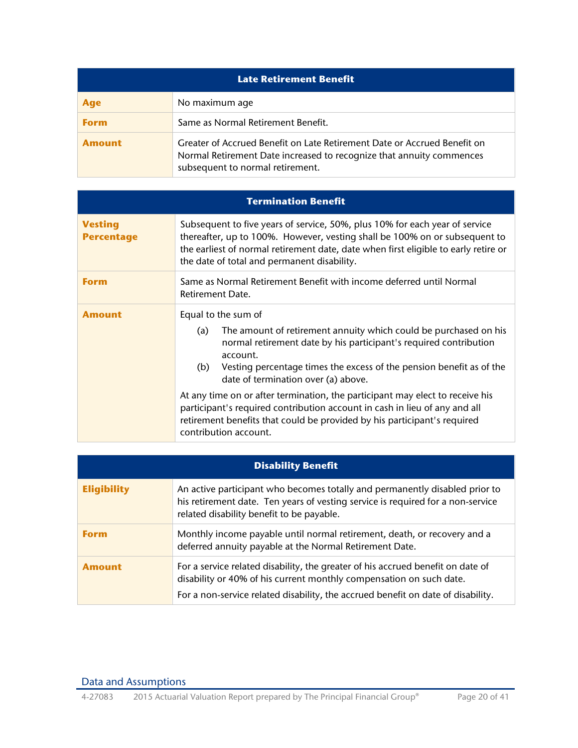| Late Retirement Benefit | |
|---|---|
| **Age** | No maximum age |
| **Form** | Same as Normal Retirement Benefit. |
| **Amount** | Greater of Accrued Benefit on Late Retirement Date or Accrued Benefit on Normal Retirement Date increased to recognize that annuity commences subsequent to normal retirement. |

| Termination Benefit | |
|---|---|
| **Vesting Percentage** | Subsequent to five years of service, 50%, plus 10% for each year of service thereafter, up to 100%. However, vesting shall be 100% on or subsequent to the earliest of normal retirement date, date when first eligible to early retire or the date of total and permanent disability. |
| **Form** | Same as Normal Retirement Benefit with income deferred until Normal Retirement Date. |
| **Amount** | Equal to the sum of<br>(a) The amount of retirement annuity which could be purchased on his normal retirement date by his participant's required contribution account.<br>(b) Vesting percentage times the excess of the pension benefit as of the date of termination over (a) above.<br>At any time on or after termination, the participant may elect to receive his participant's required contribution account in cash in lieu of any and all retirement benefits that could be provided by his participant's required contribution account. |

| Disability Benefit | |
|---|---|
| **Eligibility** | An active participant who becomes totally and permanently disabled prior to his retirement date. Ten years of vesting service is required for a non-service related disability benefit to be payable. |
| **Form** | Monthly income payable until normal retirement, death, or recovery and a deferred annuity payable at the Normal Retirement Date. |
| **Amount** | For a service related disability, the greater of his accrued benefit on date of disability or 40% of his current monthly compensation on such date.<br>For a non-service related disability, the accrued benefit on date of disability. |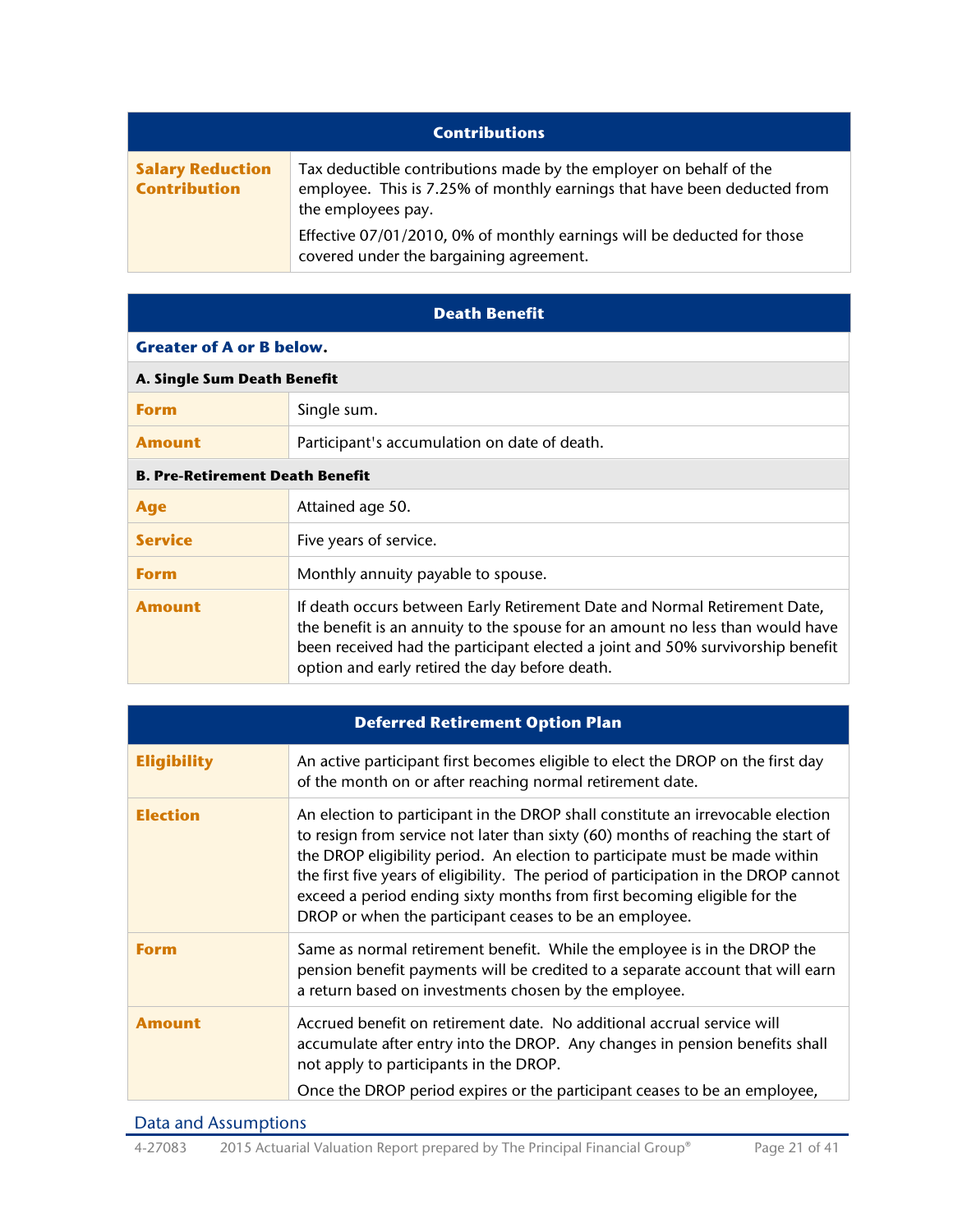| Contributions | |
|---|---|
| **Salary Reduction Contribution** | Tax deductible contributions made by the employer on behalf of the employee. This is 7.25% of monthly earnings that have been deducted from the employees pay.<br>Effective 07/01/2010, 0% of monthly earnings will be deducted for those covered under the bargaining agreement. |

| Death Benefit | |
|---|---|
| **Greater of A or B below.** | |
| **A. Single Sum Death Benefit** | |
| **Form** | Single sum. |
| **Amount** | Participant's accumulation on date of death. |
| **B. Pre-Retirement Death Benefit** | |
| **Age** | Attained age 50. |
| **Service** | Five years of service. |
| **Form** | Monthly annuity payable to spouse. |
| **Amount** | If death occurs between Early Retirement Date and Normal Retirement Date, the benefit is an annuity to the spouse for an amount no less than would have been received had the participant elected a joint and 50% survivorship benefit option and early retired the day before death. |

| Deferred Retirement Option Plan | |
|---|---|
| **Eligibility** | An active participant first becomes eligible to elect the DROP on the first day of the month on or after reaching normal retirement date. |
| **Election** | An election to participant in the DROP shall constitute an irrevocable election to resign from service not later than sixty (60) months of reaching the start of the DROP eligibility period. An election to participate must be made within the first five years of eligibility. The period of participation in the DROP cannot exceed a period ending sixty months from first becoming eligible for the DROP or when the participant ceases to be an employee. |
| **Form** | Same as normal retirement benefit. While the employee is in the DROP the pension benefit payments will be credited to a separate account that will earn a return based on investments chosen by the employee. |
| **Amount** | Accrued benefit on retirement date. No additional accrual service will accumulate after entry into the DROP. Any changes in pension benefits shall not apply to participants in the DROP.<br>Once the DROP period expires or the participant ceases to be an employee, |

Data and Assumptions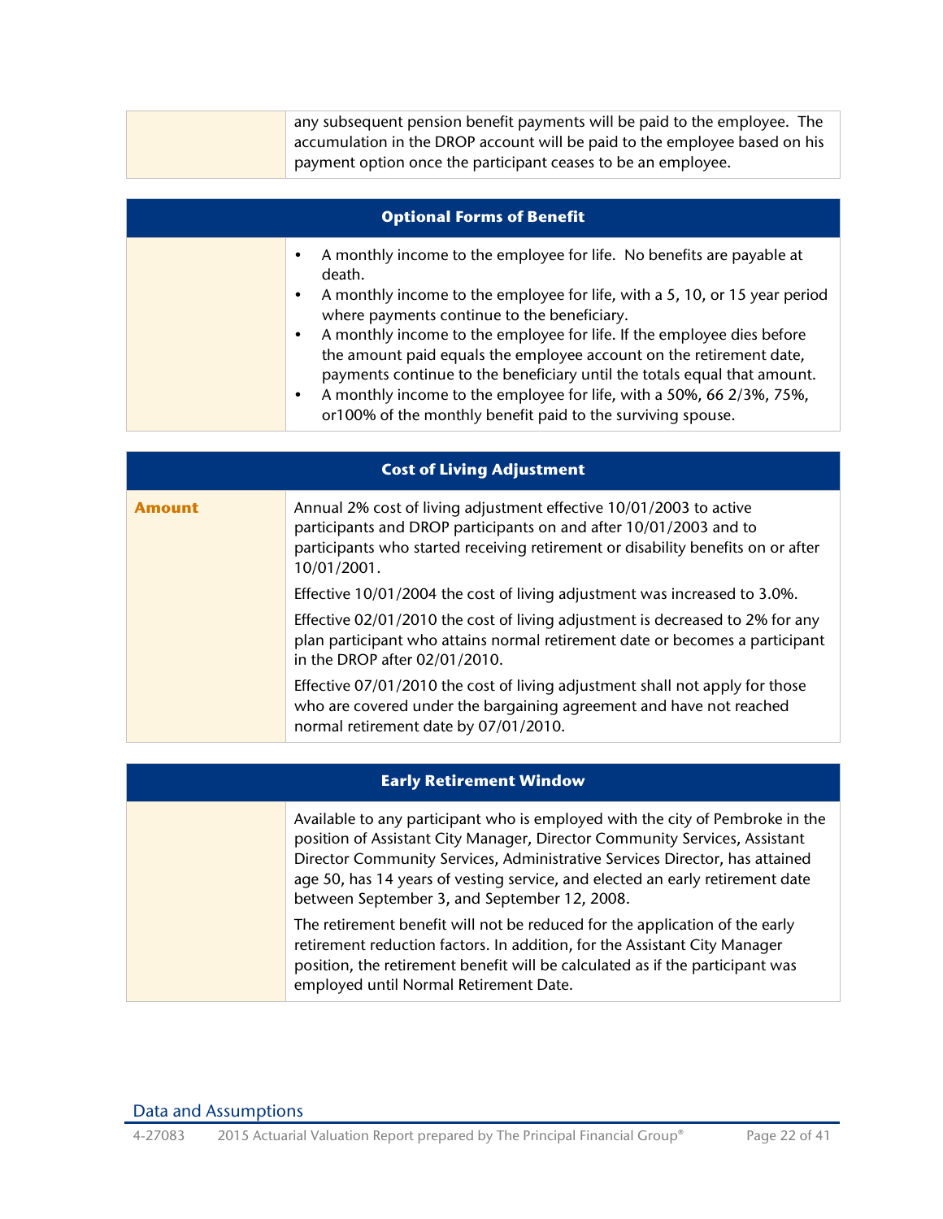any subsequent pension benefit payments will be paid to the employee. The accumulation in the DROP account will be paid to the employee based on his payment option once the participant ceases to be an employee.

## Optional Forms of Benefit

- A monthly income to the employee for life. No benefits are payable at death.
- A monthly income to the employee for life, with a 5, 10, or 15 year period where payments continue to the beneficiary.
- A monthly income to the employee for life. If the employee dies before the amount paid equals the employee account on the retirement date, payments continue to the beneficiary until the totals equal that amount.
- A monthly income to the employee for life, with a 50%, 66 2/3%, 75%, or100% of the monthly benefit paid to the surviving spouse.

## Cost of Living Adjustment

**Amount**

Annual 2% cost of living adjustment effective 10/01/2003 to active participants and DROP participants on and after 10/01/2003 and to participants who started receiving retirement or disability benefits on or after 10/01/2001.

Effective 10/01/2004 the cost of living adjustment was increased to 3.0%.

Effective 02/01/2010 the cost of living adjustment is decreased to 2% for any plan participant who attains normal retirement date or becomes a participant in the DROP after 02/01/2010.

Effective 07/01/2010 the cost of living adjustment shall not apply for those who are covered under the bargaining agreement and have not reached normal retirement date by 07/01/2010.

## Early Retirement Window

Available to any participant who is employed with the city of Pembroke in the position of Assistant City Manager, Director Community Services, Assistant Director Community Services, Administrative Services Director, has attained age 50, has 14 years of vesting service, and elected an early retirement date between September 3, and September 12, 2008.

The retirement benefit will not be reduced for the application of the early retirement reduction factors. In addition, for the Assistant City Manager position, the retirement benefit will be calculated as if the participant was employed until Normal Retirement Date.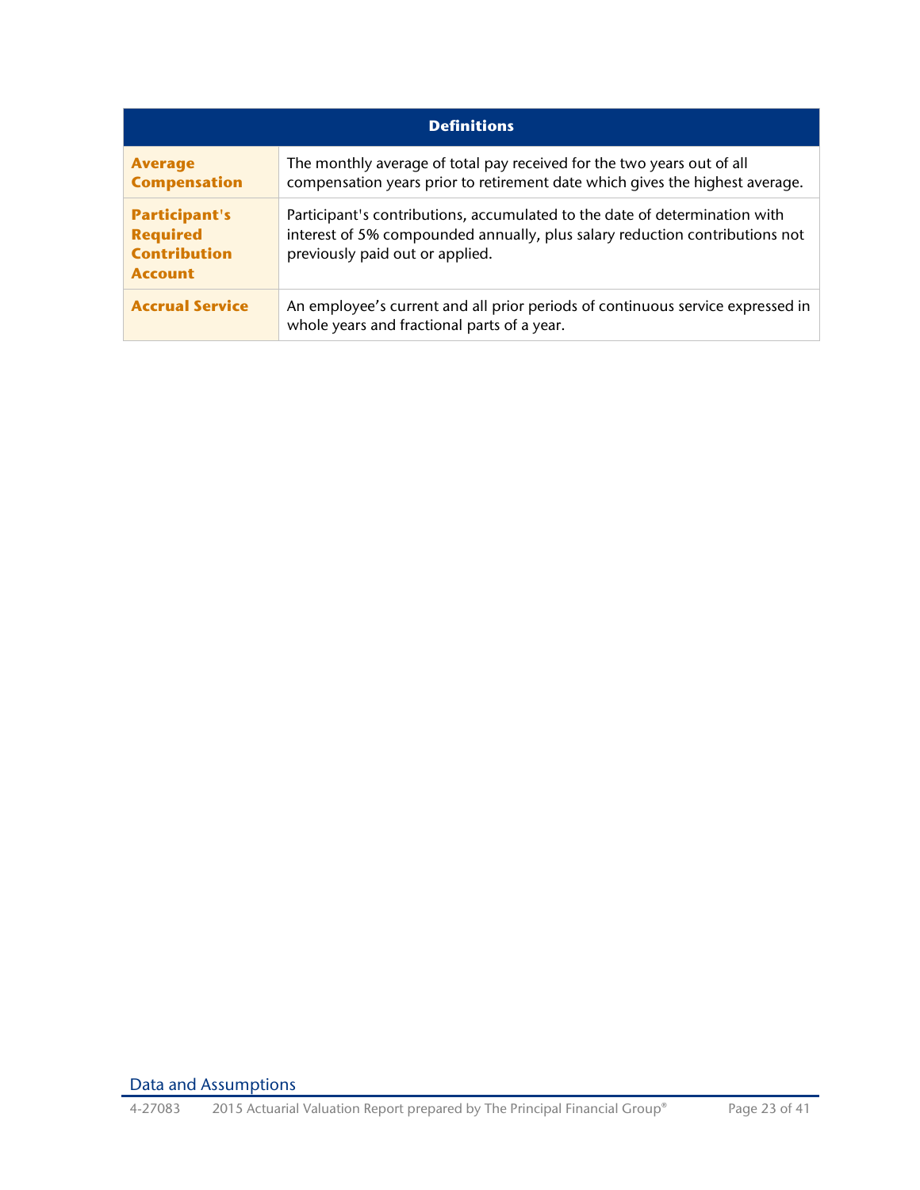| Definitions | |
|---|---|
| **Average Compensation** | The monthly average of total pay received for the two years out of all compensation years prior to retirement date which gives the highest average. |
| **Participant's Required Contribution Account** | Participant's contributions, accumulated to the date of determination with interest of 5% compounded annually, plus salary reduction contributions not previously paid out or applied. |
| **Accrual Service** | An employee's current and all prior periods of continuous service expressed in whole years and fractional parts of a year. |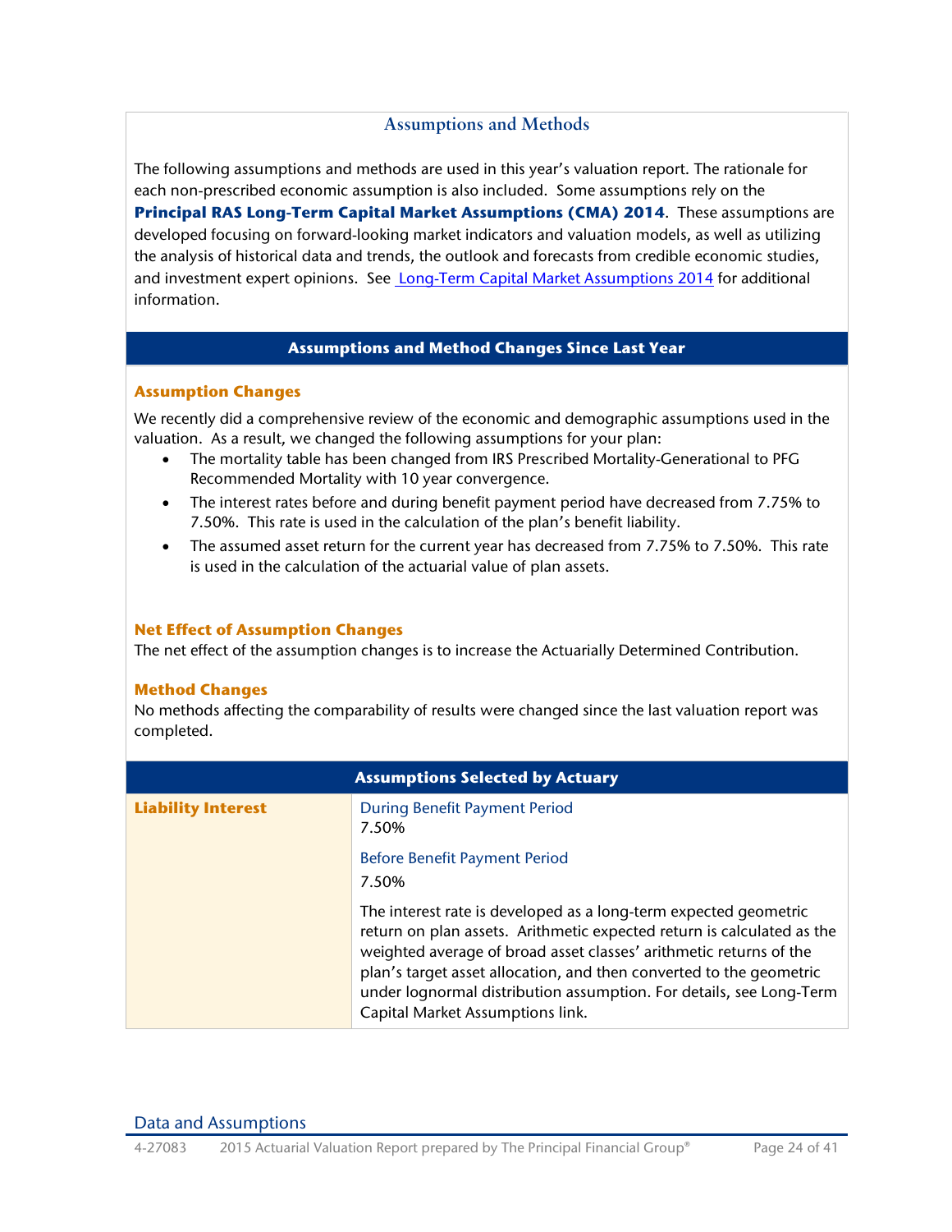## Assumptions and Methods

The following assumptions and methods are used in this year's valuation report. The rationale for each non-prescribed economic assumption is also included. Some assumptions rely on the **Principal RAS Long-Term Capital Market Assumptions (CMA) 2014**. These assumptions are developed focusing on forward-looking market indicators and valuation models, as well as utilizing the analysis of historical data and trends, the outlook and forecasts from credible economic studies, and investment expert opinions. See Long-Term Capital Market Assumptions 2014 for additional information.

### Assumptions and Method Changes Since Last Year

**Assumption Changes**

We recently did a comprehensive review of the economic and demographic assumptions used in the valuation. As a result, we changed the following assumptions for your plan:

- The mortality table has been changed from IRS Prescribed Mortality-Generational to PFG Recommended Mortality with 10 year convergence.
- The interest rates before and during benefit payment period have decreased from 7.75% to 7.50%. This rate is used in the calculation of the plan's benefit liability.
- The assumed asset return for the current year has decreased from 7.75% to 7.50%. This rate is used in the calculation of the actuarial value of plan assets.

**Net Effect of Assumption Changes**

The net effect of the assumption changes is to increase the Actuarially Determined Contribution.

**Method Changes**

No methods affecting the comparability of results were changed since the last valuation report was completed.

### Assumptions Selected by Actuary

| | |
|---|---|
| **Liability Interest** | During Benefit Payment Period<br>7.50%<br><br>Before Benefit Payment Period<br>7.50%<br><br>The interest rate is developed as a long-term expected geometric return on plan assets. Arithmetic expected return is calculated as the weighted average of broad asset classes' arithmetic returns of the plan's target asset allocation, and then converted to the geometric under lognormal distribution assumption. For details, see Long-Term Capital Market Assumptions link. |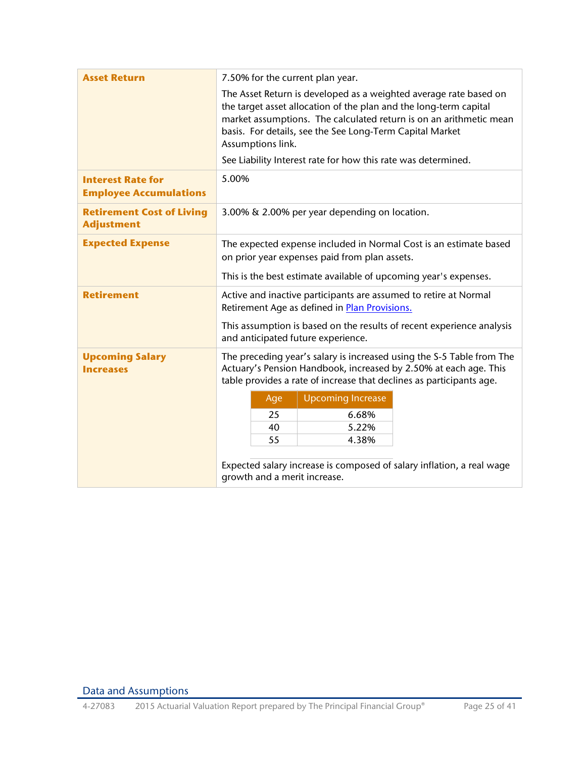| | |
|---|---|
| **Asset Return** | 7.50% for the current plan year.<br><br>The Asset Return is developed as a weighted average rate based on the target asset allocation of the plan and the long-term capital market assumptions. The calculated return is on an arithmetic mean basis. For details, see the See Long-Term Capital Market Assumptions link.<br><br>See Liability Interest rate for how this rate was determined. |
| **Interest Rate for Employee Accumulations** | 5.00% |
| **Retirement Cost of Living Adjustment** | 3.00% & 2.00% per year depending on location. |
| **Expected Expense** | The expected expense included in Normal Cost is an estimate based on prior year expenses paid from plan assets.<br><br>This is the best estimate available of upcoming year's expenses. |
| **Retirement** | Active and inactive participants are assumed to retire at Normal Retirement Age as defined in [Plan Provisions.](Plan Provisions)<br><br>This assumption is based on the results of recent experience analysis and anticipated future experience. |
| **Upcoming Salary Increases** | The preceding year's salary is increased using the S-5 Table from The Actuary's Pension Handbook, increased by 2.50% at each age. This table provides a rate of increase that declines as participants age.<br><br>Age 25: 6.68%; Age 40: 5.22%; Age 55: 4.38%<br><br>Expected salary increase is composed of salary inflation, a real wage growth and a merit increase. |

| Age | Upcoming Increase |
|---|---|
| 25 | 6.68% |
| 40 | 5.22% |
| 55 | 4.38% |

Data and Assumptions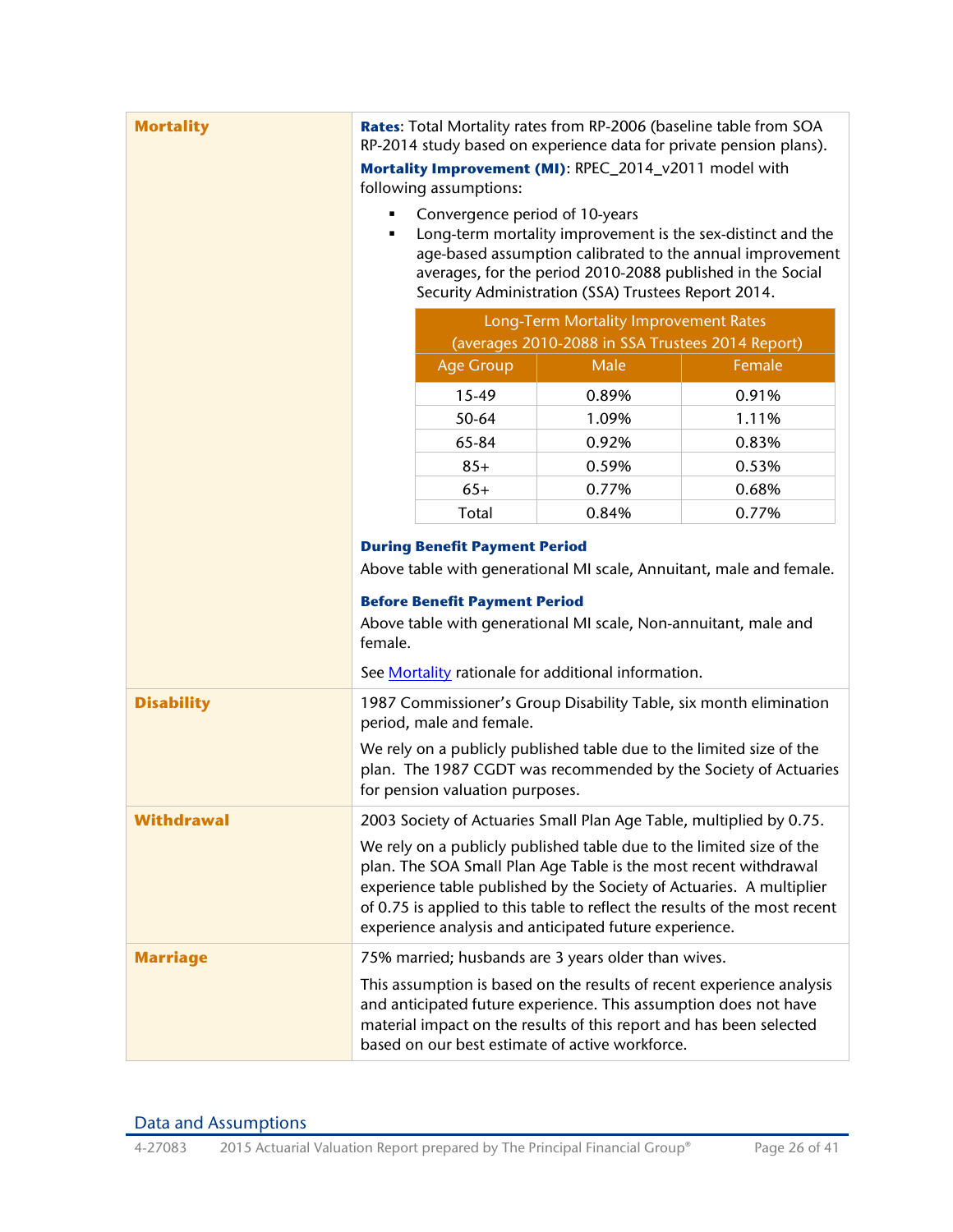| | |
|---|---|
| **Mortality** | **Rates**: Total Mortality rates from RP-2006 (baseline table from SOA RP-2014 study based on experience data for private pension plans). |

**Mortality**

**Rates**: Total Mortality rates from RP-2006 (baseline table from SOA RP-2014 study based on experience data for private pension plans).

**Mortality Improvement (MI)**: RPEC_2014_v2011 model with following assumptions:

- Convergence period of 10-years
- Long-term mortality improvement is the sex-distinct and the age-based assumption calibrated to the annual improvement averages, for the period 2010-2088 published in the Social Security Administration (SSA) Trustees Report 2014.

| Long-Term Mortality Improvement Rates (averages 2010-2088 in SSA Trustees 2014 Report) | | |
|---|---|---|
| Age Group | Male | Female |
| 15-49 | 0.89% | 0.91% |
| 50-64 | 1.09% | 1.11% |
| 65-84 | 0.92% | 0.83% |
| 85+ | 0.59% | 0.53% |
| 65+ | 0.77% | 0.68% |
| Total | 0.84% | 0.77% |

**During Benefit Payment Period**

Above table with generational MI scale, Annuitant, male and female.

**Before Benefit Payment Period**

Above table with generational MI scale, Non-annuitant, male and female.

See Mortality rationale for additional information.

**Disability**

1987 Commissioner's Group Disability Table, six month elimination period, male and female.

We rely on a publicly published table due to the limited size of the plan. The 1987 CGDT was recommended by the Society of Actuaries for pension valuation purposes.

**Withdrawal**

2003 Society of Actuaries Small Plan Age Table, multiplied by 0.75.

We rely on a publicly published table due to the limited size of the plan. The SOA Small Plan Age Table is the most recent withdrawal experience table published by the Society of Actuaries. A multiplier of 0.75 is applied to this table to reflect the results of the most recent experience analysis and anticipated future experience.

**Marriage**

75% married; husbands are 3 years older than wives.

This assumption is based on the results of recent experience analysis and anticipated future experience. This assumption does not have material impact on the results of this report and has been selected based on our best estimate of active workforce.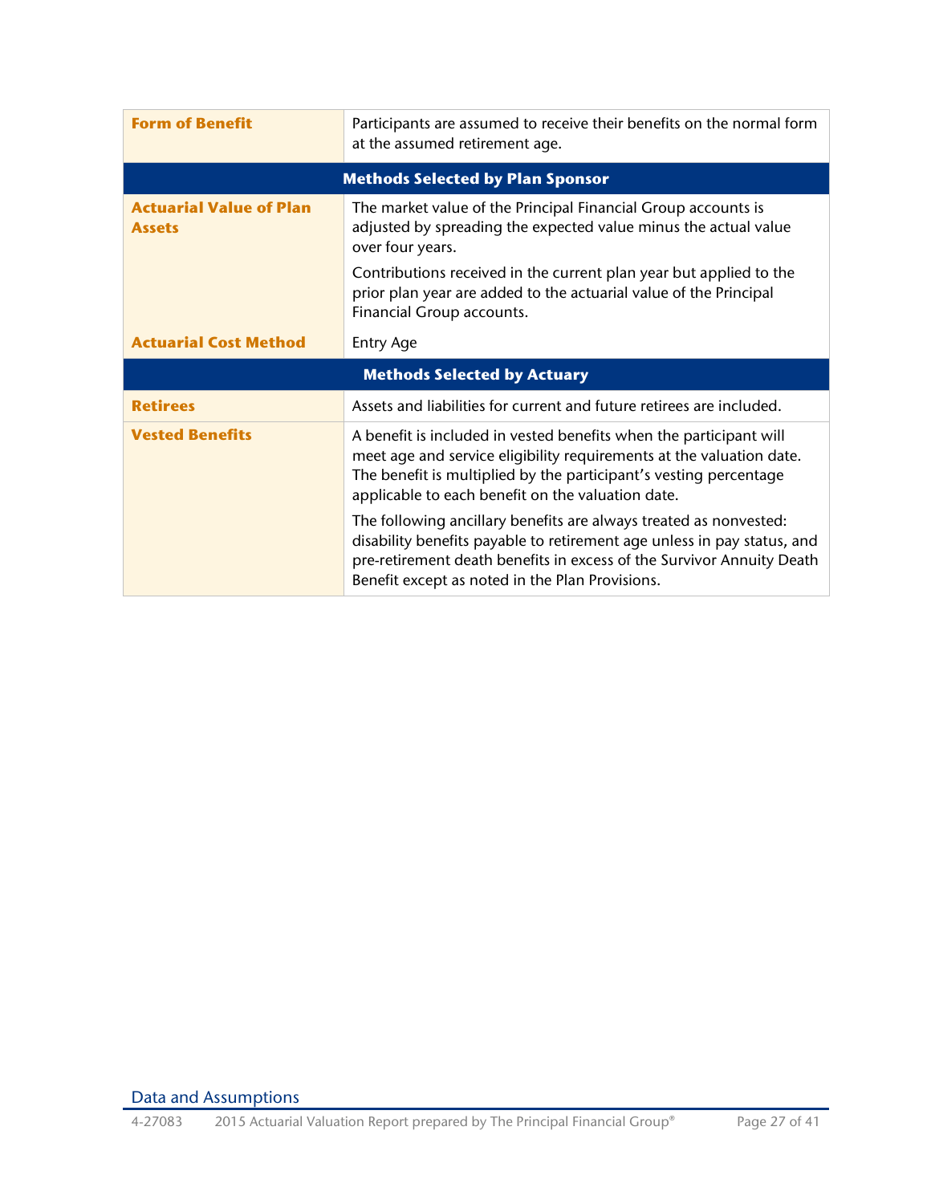| | |
|---|---|
| **Form of Benefit** | Participants are assumed to receive their benefits on the normal form at the assumed retirement age. |
| **Methods Selected by Plan Sponsor** | |
| **Actuarial Value of Plan Assets** | The market value of the Principal Financial Group accounts is adjusted by spreading the expected value minus the actual value over four years.<br><br>Contributions received in the current plan year but applied to the prior plan year are added to the actuarial value of the Principal Financial Group accounts. |
| **Actuarial Cost Method** | Entry Age |
| **Methods Selected by Actuary** | |
| **Retirees** | Assets and liabilities for current and future retirees are included. |
| **Vested Benefits** | A benefit is included in vested benefits when the participant will meet age and service eligibility requirements at the valuation date. The benefit is multiplied by the participant's vesting percentage applicable to each benefit on the valuation date.<br><br>The following ancillary benefits are always treated as nonvested: disability benefits payable to retirement age unless in pay status, and pre-retirement death benefits in excess of the Survivor Annuity Death Benefit except as noted in the Plan Provisions. |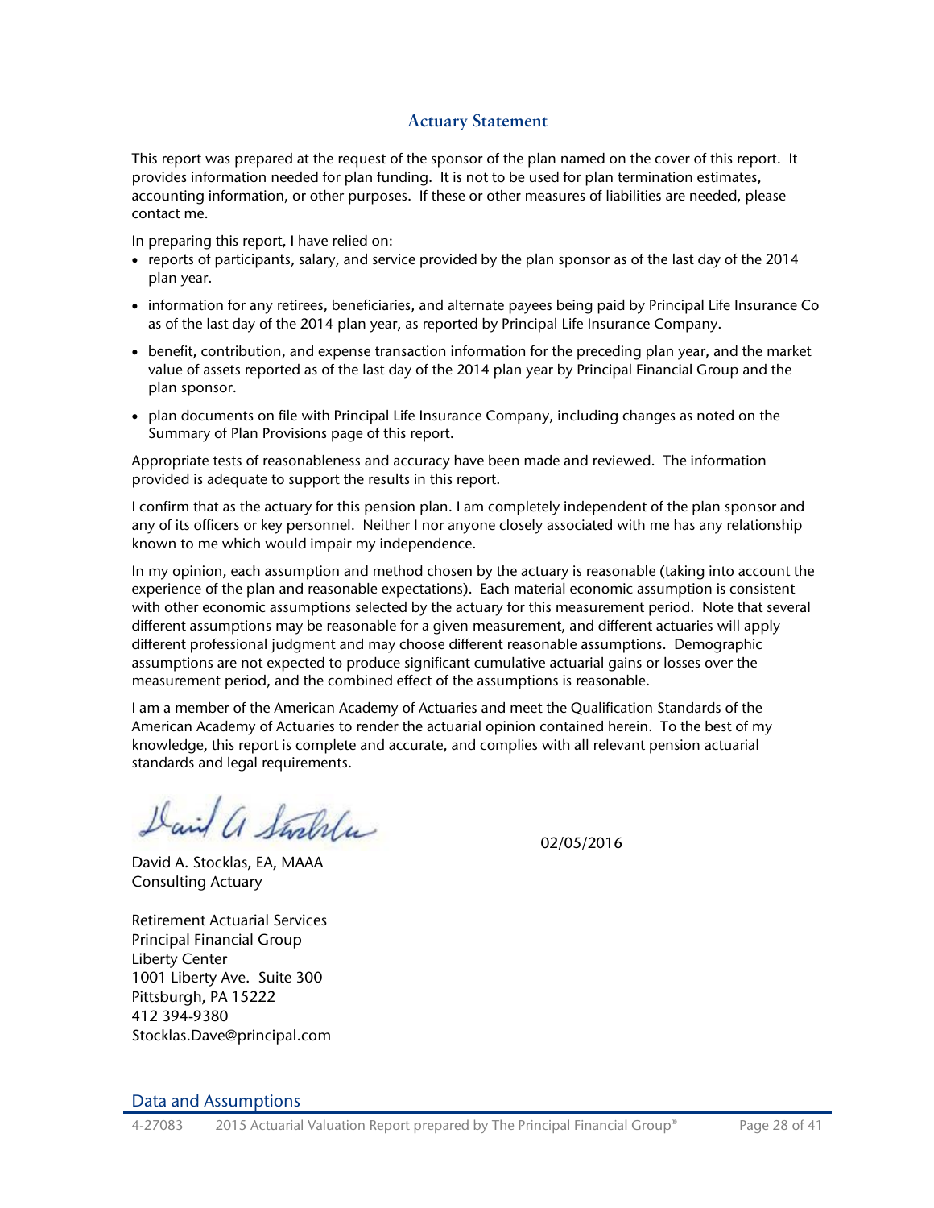## Actuary Statement

This report was prepared at the request of the sponsor of the plan named on the cover of this report. It provides information needed for plan funding. It is not to be used for plan termination estimates, accounting information, or other purposes. If these or other measures of liabilities are needed, please contact me.

In preparing this report, I have relied on:

- reports of participants, salary, and service provided by the plan sponsor as of the last day of the 2014 plan year.
- information for any retirees, beneficiaries, and alternate payees being paid by Principal Life Insurance Co as of the last day of the 2014 plan year, as reported by Principal Life Insurance Company.
- benefit, contribution, and expense transaction information for the preceding plan year, and the market value of assets reported as of the last day of the 2014 plan year by Principal Financial Group and the plan sponsor.
- plan documents on file with Principal Life Insurance Company, including changes as noted on the Summary of Plan Provisions page of this report.

Appropriate tests of reasonableness and accuracy have been made and reviewed. The information provided is adequate to support the results in this report.

I confirm that as the actuary for this pension plan. I am completely independent of the plan sponsor and any of its officers or key personnel. Neither I nor anyone closely associated with me has any relationship known to me which would impair my independence.

In my opinion, each assumption and method chosen by the actuary is reasonable (taking into account the experience of the plan and reasonable expectations). Each material economic assumption is consistent with other economic assumptions selected by the actuary for this measurement period. Note that several different assumptions may be reasonable for a given measurement, and different actuaries will apply different professional judgment and may choose different reasonable assumptions. Demographic assumptions are not expected to produce significant cumulative actuarial gains or losses over the measurement period, and the combined effect of the assumptions is reasonable.

I am a member of the American Academy of Actuaries and meet the Qualification Standards of the American Academy of Actuaries to render the actuarial opinion contained herein. To the best of my knowledge, this report is complete and accurate, and complies with all relevant pension actuarial standards and legal requirements.

David A. Stocklas

02/05/2016

David A. Stocklas, EA, MAAA
Consulting Actuary

Retirement Actuarial Services
Principal Financial Group
Liberty Center
1001 Liberty Ave. Suite 300
Pittsburgh, PA 15222
412 394-9380
Stocklas.Dave@principal.com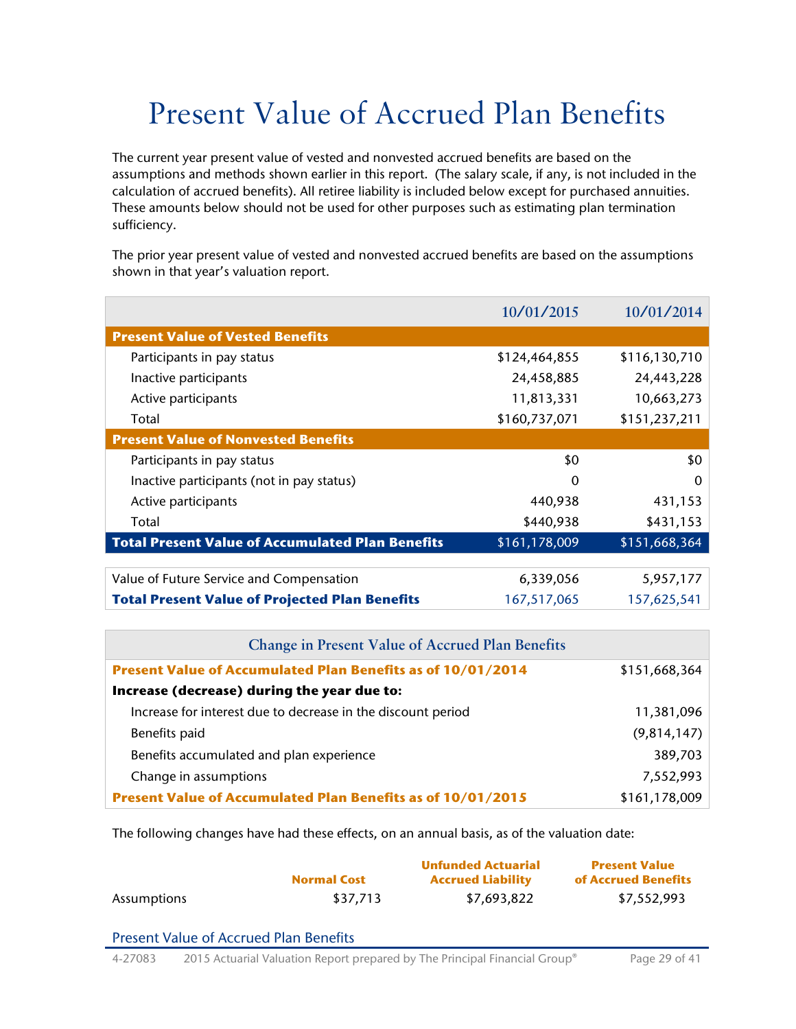# Present Value of Accrued Plan Benefits

The current year present value of vested and nonvested accrued benefits are based on the assumptions and methods shown earlier in this report. (The salary scale, if any, is not included in the calculation of accrued benefits). All retiree liability is included below except for purchased annuities. These amounts below should not be used for other purposes such as estimating plan termination sufficiency.

The prior year present value of vested and nonvested accrued benefits are based on the assumptions shown in that year's valuation report.

| | 10/01/2015 | 10/01/2014 |
|---|---|---|
| **Present Value of Vested Benefits** | | |
| Participants in pay status | $124,464,855 | $116,130,710 |
| Inactive participants | 24,458,885 | 24,443,228 |
| Active participants | 11,813,331 | 10,663,273 |
| Total | $160,737,071 | $151,237,211 |
| **Present Value of Nonvested Benefits** | | |
| Participants in pay status | $0 | $0 |
| Inactive participants (not in pay status) | 0 | 0 |
| Active participants | 440,938 | 431,153 |
| Total | $440,938 | $431,153 |
| **Total Present Value of Accumulated Plan Benefits** | $161,178,009 | $151,668,364 |

| | | |
|---|---|---|
| Value of Future Service and Compensation | 6,339,056 | 5,957,177 |
| **Total Present Value of Projected Plan Benefits** | 167,517,065 | 157,625,541 |

| Change in Present Value of Accrued Plan Benefits | |
|---|---|
| **Present Value of Accumulated Plan Benefits as of 10/01/2014** | $151,668,364 |
| **Increase (decrease) during the year due to:** | |
| Increase for interest due to decrease in the discount period | 11,381,096 |
| Benefits paid | (9,814,147) |
| Benefits accumulated and plan experience | 389,703 |
| Change in assumptions | 7,552,993 |
| **Present Value of Accumulated Plan Benefits as of 10/01/2015** | $161,178,009 |

The following changes have had these effects, on an annual basis, as of the valuation date:

| | Normal Cost | Unfunded Actuarial Accrued Liability | Present Value of Accrued Benefits |
|---|---|---|---|
| Assumptions | $37,713 | $7,693,822 | $7,552,993 |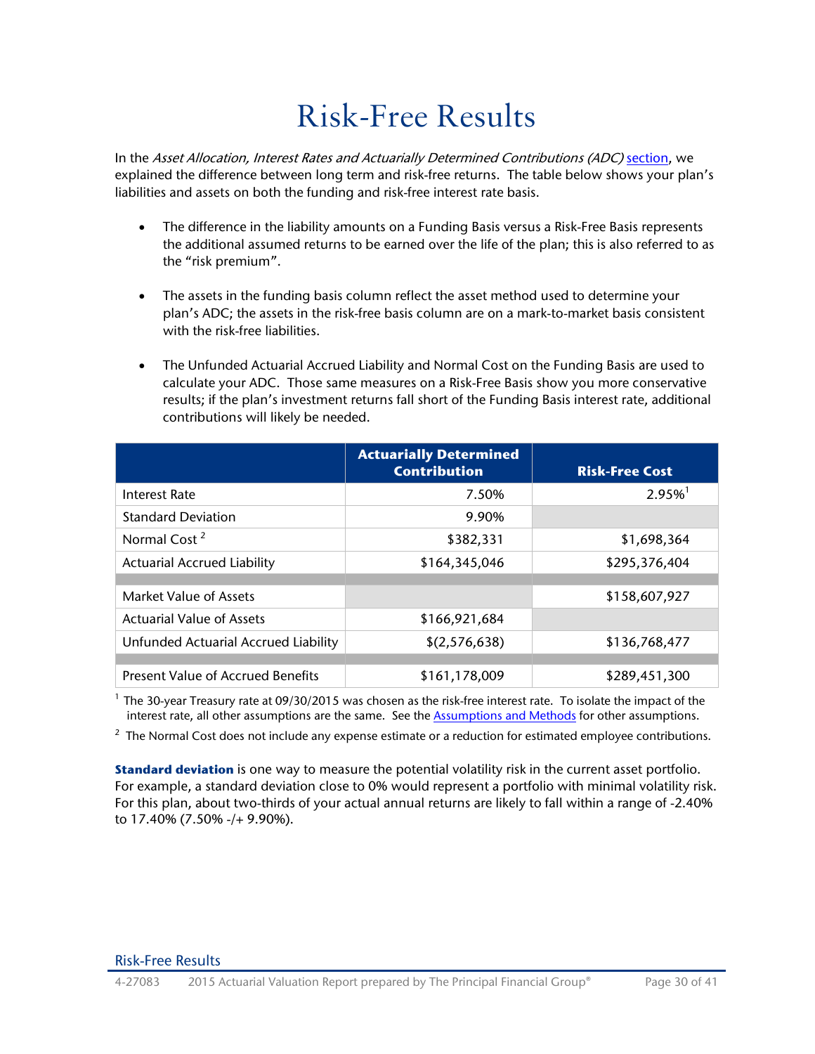# Risk-Free Results

In the *Asset Allocation, Interest Rates and Actuarially Determined Contributions (ADC)* section, we explained the difference between long term and risk-free returns. The table below shows your plan's liabilities and assets on both the funding and risk-free interest rate basis.

- The difference in the liability amounts on a Funding Basis versus a Risk-Free Basis represents the additional assumed returns to be earned over the life of the plan; this is also referred to as the "risk premium".
- The assets in the funding basis column reflect the asset method used to determine your plan's ADC; the assets in the risk-free basis column are on a mark-to-market basis consistent with the risk-free liabilities.
- The Unfunded Actuarial Accrued Liability and Normal Cost on the Funding Basis are used to calculate your ADC. Those same measures on a Risk-Free Basis show you more conservative results; if the plan's investment returns fall short of the Funding Basis interest rate, additional contributions will likely be needed.

| | Actuarially Determined Contribution | Risk-Free Cost |
|---|---:|---:|
| Interest Rate | 7.50% | 2.95%[1] |
| Standard Deviation | 9.90% | |
| Normal Cost [2] | $382,331 | $1,698,364 |
| Actuarial Accrued Liability | $164,345,046 | $295,376,404 |
| | | |
| Market Value of Assets | | $158,607,927 |
| Actuarial Value of Assets | $166,921,684 | |
| Unfunded Actuarial Accrued Liability | $(2,576,638) | $136,768,477 |
| | | |
| Present Value of Accrued Benefits | $161,178,009 | $289,451,300 |

[1] The 30-year Treasury rate at 09/30/2015 was chosen as the risk-free interest rate. To isolate the impact of the interest rate, all other assumptions are the same. See the Assumptions and Methods for other assumptions.

[2] The Normal Cost does not include any expense estimate or a reduction for estimated employee contributions.

**Standard deviation** is one way to measure the potential volatility risk in the current asset portfolio. For example, a standard deviation close to 0% would represent a portfolio with minimal volatility risk. For this plan, about two-thirds of your actual annual returns are likely to fall within a range of -2.40% to 17.40% (7.50% -/+ 9.90%).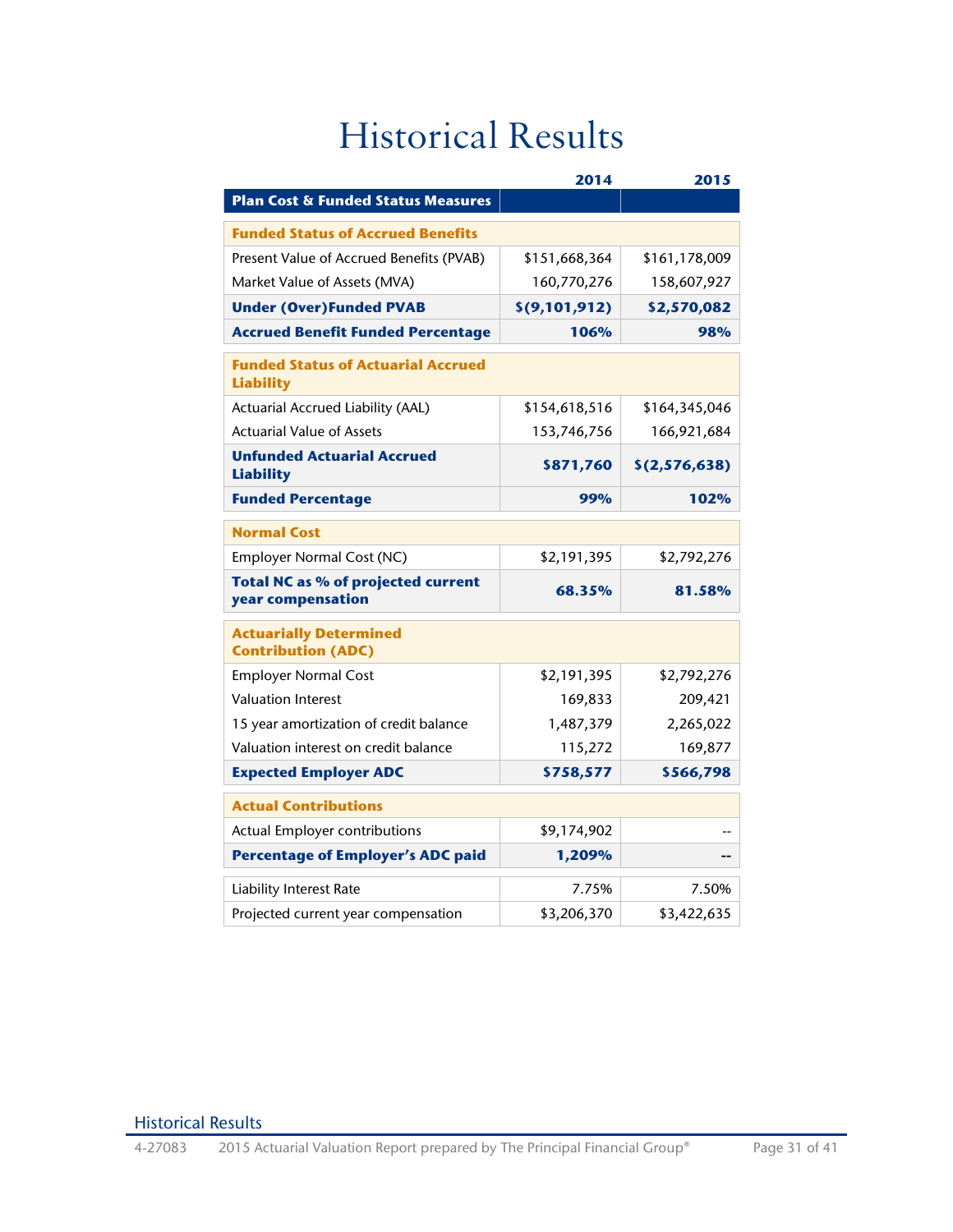# Historical Results

| Plan Cost & Funded Status Measures | 2014 | 2015 |
|---|---|---|
| **Funded Status of Accrued Benefits** | | |
| Present Value of Accrued Benefits (PVAB) | $151,668,364 | $161,178,009 |
| Market Value of Assets (MVA) | 160,770,276 | 158,607,927 |
| **Under (Over)Funded PVAB** | **$(9,101,912)** | **$2,570,082** |
| **Accrued Benefit Funded Percentage** | **106%** | **98%** |
| **Funded Status of Actuarial Accrued Liability** | | |
| Actuarial Accrued Liability (AAL) | $154,618,516 | $164,345,046 |
| Actuarial Value of Assets | 153,746,756 | 166,921,684 |
| **Unfunded Actuarial Accrued Liability** | **$871,760** | **$(2,576,638)** |
| **Funded Percentage** | **99%** | **102%** |
| **Normal Cost** | | |
| Employer Normal Cost (NC) | $2,191,395 | $2,792,276 |
| **Total NC as % of projected current year compensation** | **68.35%** | **81.58%** |
| **Actuarially Determined Contribution (ADC)** | | |
| Employer Normal Cost | $2,191,395 | $2,792,276 |
| Valuation Interest | 169,833 | 209,421 |
| 15 year amortization of credit balance | 1,487,379 | 2,265,022 |
| Valuation interest on credit balance | 115,272 | 169,877 |
| **Expected Employer ADC** | **$758,577** | **$566,798** |
| **Actual Contributions** | | |
| Actual Employer contributions | $9,174,902 | -- |
| **Percentage of Employer's ADC paid** | **1,209%** | **--** |
| Liability Interest Rate | 7.75% | 7.50% |
| Projected current year compensation | $3,206,370 | $3,422,635 |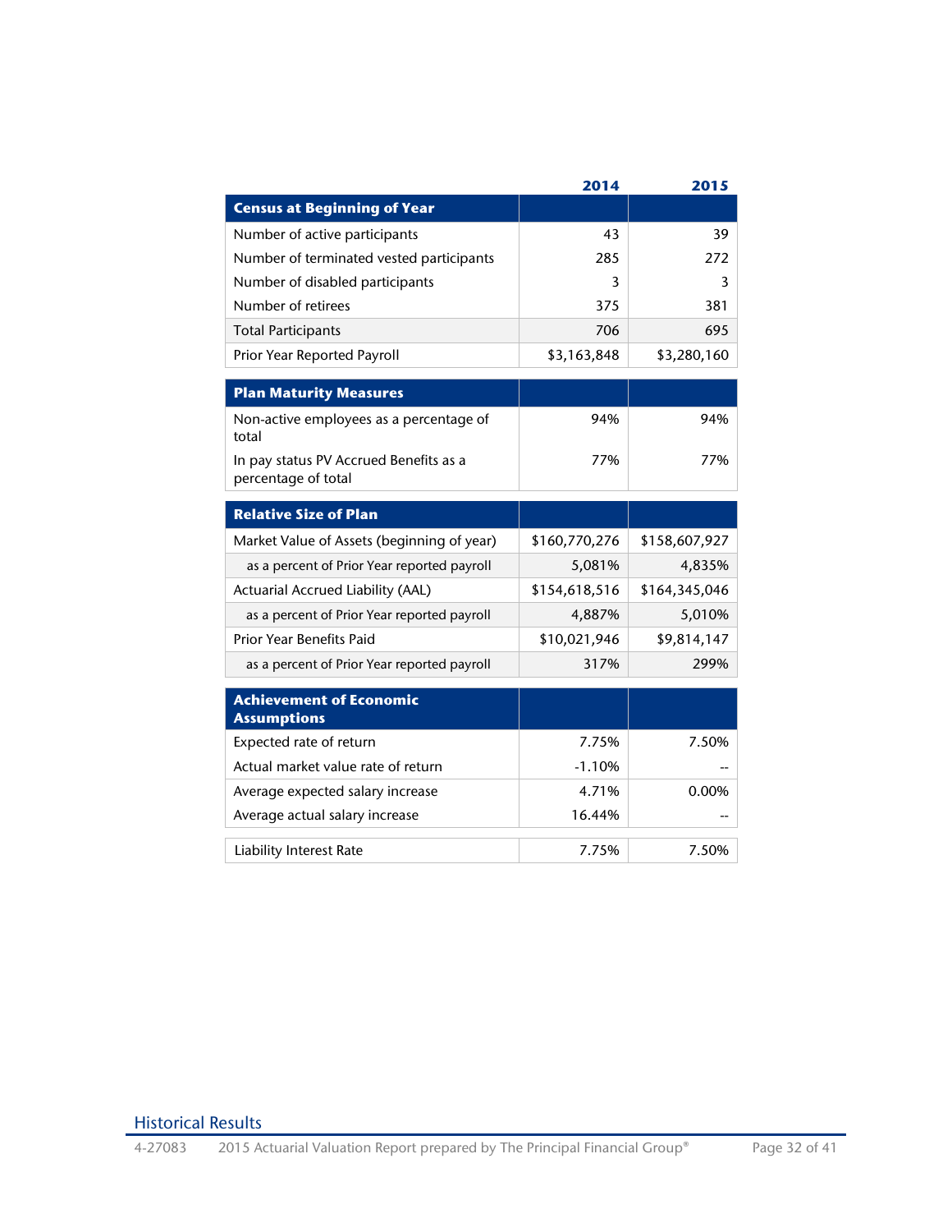| | 2014 | 2015 |
|---|---:|---:|
| **Census at Beginning of Year** | | |
| Number of active participants | 43 | 39 |
| Number of terminated vested participants | 285 | 272 |
| Number of disabled participants | 3 | 3 |
| Number of retirees | 375 | 381 |
| Total Participants | 706 | 695 |
| Prior Year Reported Payroll | $3,163,848 | $3,280,160 |
| **Plan Maturity Measures** | | |
| Non-active employees as a percentage of total | 94% | 94% |
| In pay status PV Accrued Benefits as a percentage of total | 77% | 77% |
| **Relative Size of Plan** | | |
| Market Value of Assets (beginning of year) | $160,770,276 | $158,607,927 |
| as a percent of Prior Year reported payroll | 5,081% | 4,835% |
| Actuarial Accrued Liability (AAL) | $154,618,516 | $164,345,046 |
| as a percent of Prior Year reported payroll | 4,887% | 5,010% |
| Prior Year Benefits Paid | $10,021,946 | $9,814,147 |
| as a percent of Prior Year reported payroll | 317% | 299% |
| **Achievement of Economic Assumptions** | | |
| Expected rate of return | 7.75% | 7.50% |
| Actual market value rate of return | -1.10% | -- |
| Average expected salary increase | 4.71% | 0.00% |
| Average actual salary increase | 16.44% | -- |
| Liability Interest Rate | 7.75% | 7.50% |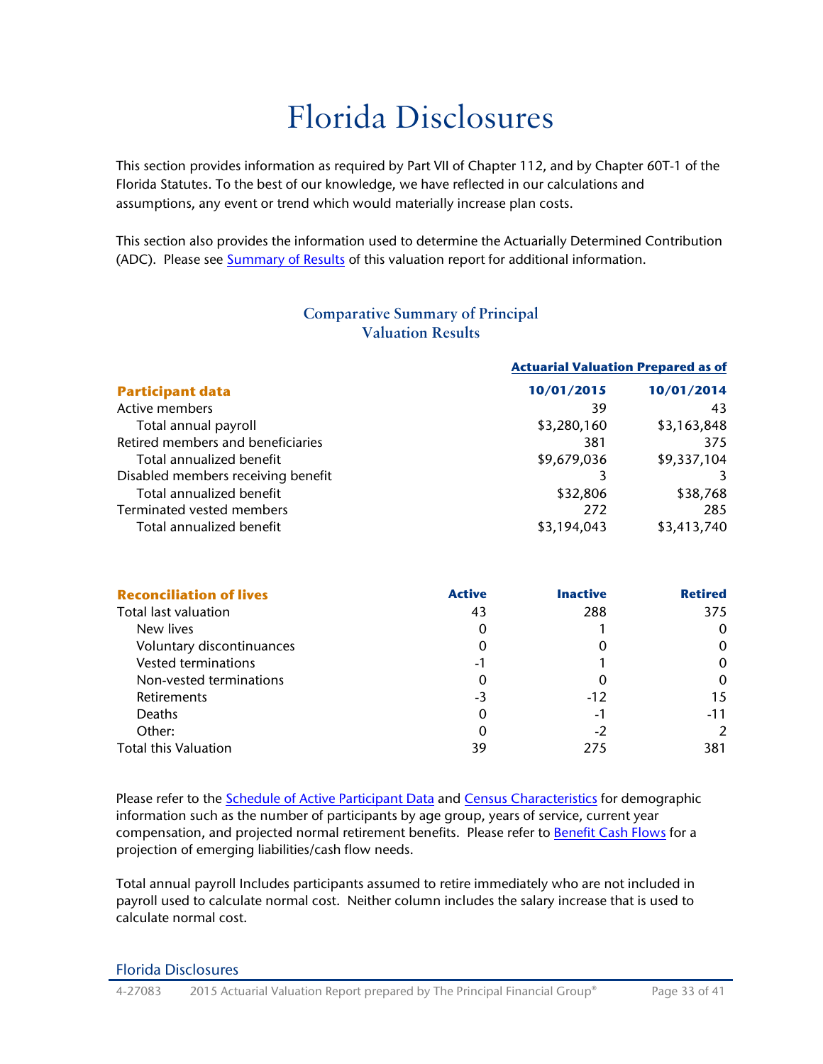# Florida Disclosures

This section provides information as required by Part VII of Chapter 112, and by Chapter 60T-1 of the Florida Statutes. To the best of our knowledge, we have reflected in our calculations and assumptions, any event or trend which would materially increase plan costs.

This section also provides the information used to determine the Actuarially Determined Contribution (ADC). Please see Summary of Results of this valuation report for additional information.

## Comparative Summary of Principal Valuation Results

| | Actuarial Valuation Prepared as of | |
|---|---|---|
| **Participant data** | **10/01/2015** | **10/01/2014** |
| Active members | 39 | 43 |
| Total annual payroll | $3,280,160 | $3,163,848 |
| Retired members and beneficiaries | 381 | 375 |
| Total annualized benefit | $9,679,036 | $9,337,104 |
| Disabled members receiving benefit | 3 | 3 |
| Total annualized benefit | $32,806 | $38,768 |
| Terminated vested members | 272 | 285 |
| Total annualized benefit | $3,194,043 | $3,413,740 |

| **Reconciliation of lives** | **Active** | **Inactive** | **Retired** |
|---|---|---|---|
| Total last valuation | 43 | 288 | 375 |
| New lives | 0 | 1 | 0 |
| Voluntary discontinuances | 0 | 0 | 0 |
| Vested terminations | -1 | 1 | 0 |
| Non-vested terminations | 0 | 0 | 0 |
| Retirements | -3 | -12 | 15 |
| Deaths | 0 | -1 | -11 |
| Other: | 0 | -2 | 2 |
| Total this Valuation | 39 | 275 | 381 |

Please refer to the Schedule of Active Participant Data and Census Characteristics for demographic information such as the number of participants by age group, years of service, current year compensation, and projected normal retirement benefits. Please refer to Benefit Cash Flows for a projection of emerging liabilities/cash flow needs.

Total annual payroll Includes participants assumed to retire immediately who are not included in payroll used to calculate normal cost. Neither column includes the salary increase that is used to calculate normal cost.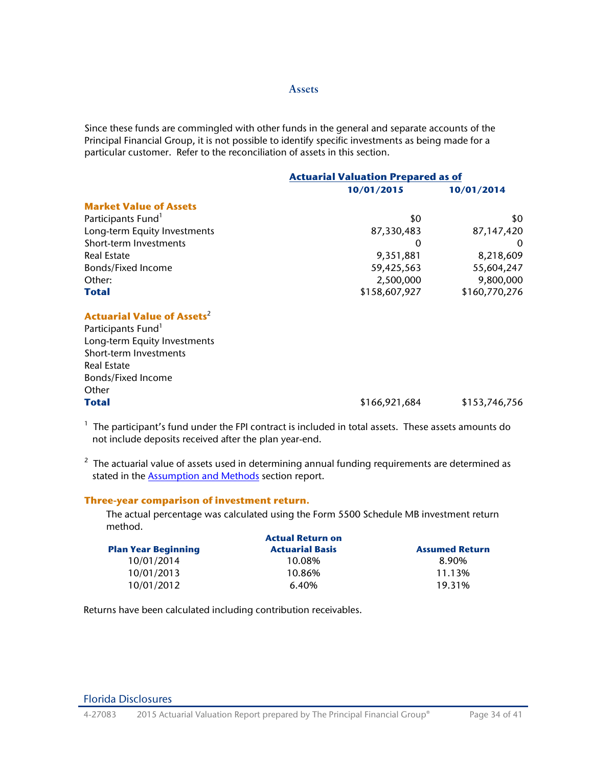## Assets

Since these funds are commingled with other funds in the general and separate accounts of the Principal Financial Group, it is not possible to identify specific investments as being made for a particular customer. Refer to the reconciliation of assets in this section.

| | Actuarial Valuation Prepared as of | |
|---|---|---|
| | **10/01/2015** | **10/01/2014** |
| **Market Value of Assets** | | |
| Participants Fund[1] | $0 | $0 |
| Long-term Equity Investments | 87,330,483 | 87,147,420 |
| Short-term Investments | 0 | 0 |
| Real Estate | 9,351,881 | 8,218,609 |
| Bonds/Fixed Income | 59,425,563 | 55,604,247 |
| Other: | 2,500,000 | 9,800,000 |
| **Total** | $158,607,927 | $160,770,276 |
| **Actuarial Value of Assets[2]** | | |
| Participants Fund[1] | | |
| Long-term Equity Investments | | |
| Short-term Investments | | |
| Real Estate | | |
| Bonds/Fixed Income | | |
| Other | | |
| **Total** | $166,921,684 | $153,746,756 |

[1] The participant's fund under the FPI contract is included in total assets. These assets amounts do not include deposits received after the plan year-end.

[2] The actuarial value of assets used in determining annual funding requirements are determined as stated in the Assumption and Methods section report.

### Three-year comparison of investment return.

The actual percentage was calculated using the Form 5500 Schedule MB investment return method.

| Plan Year Beginning | Actual Return on Actuarial Basis | Assumed Return |
|---|---|---|
| 10/01/2014 | 10.08% | 8.90% |
| 10/01/2013 | 10.86% | 11.13% |
| 10/01/2012 | 6.40% | 19.31% |

Returns have been calculated including contribution receivables.

Florida Disclosures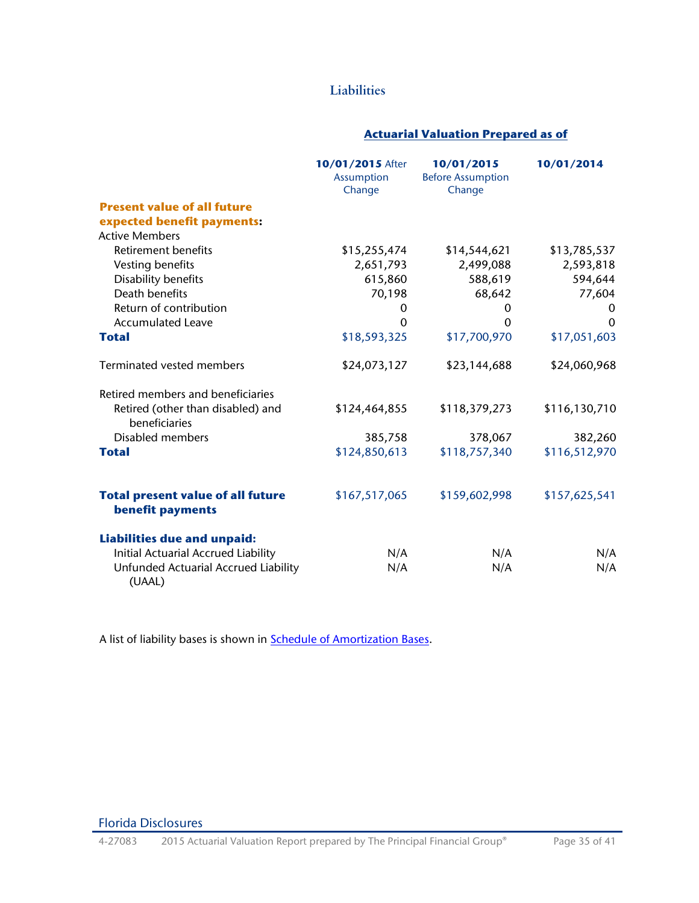## Liabilities

| | Actuarial Valuation Prepared as of | | |
|---|---|---|---|
| | **10/01/2015** After Assumption Change | **10/01/2015** Before Assumption Change | **10/01/2014** |
| **Present value of all future expected benefit payments:** | | | |
| Active Members | | | |
| Retirement benefits | $15,255,474 | $14,544,621 | $13,785,537 |
| Vesting benefits | 2,651,793 | 2,499,088 | 2,593,818 |
| Disability benefits | 615,860 | 588,619 | 594,644 |
| Death benefits | 70,198 | 68,642 | 77,604 |
| Return of contribution | 0 | 0 | 0 |
| Accumulated Leave | 0 | 0 | 0 |
| **Total** | $18,593,325 | $17,700,970 | $17,051,603 |
| | | | |
| Terminated vested members | $24,073,127 | $23,144,688 | $24,060,968 |
| | | | |
| Retired members and beneficiaries | | | |
| Retired (other than disabled) and beneficiaries | $124,464,855 | $118,379,273 | $116,130,710 |
| Disabled members | 385,758 | 378,067 | 382,260 |
| **Total** | $124,850,613 | $118,757,340 | $116,512,970 |
| | | | |
| **Total present value of all future benefit payments** | $167,517,065 | $159,602,998 | $157,625,541 |
| | | | |
| **Liabilities due and unpaid:** | | | |
| Initial Actuarial Accrued Liability | N/A | N/A | N/A |
| Unfunded Actuarial Accrued Liability (UAAL) | N/A | N/A | N/A |

A list of liability bases is shown in Schedule of Amortization Bases.

Florida Disclosures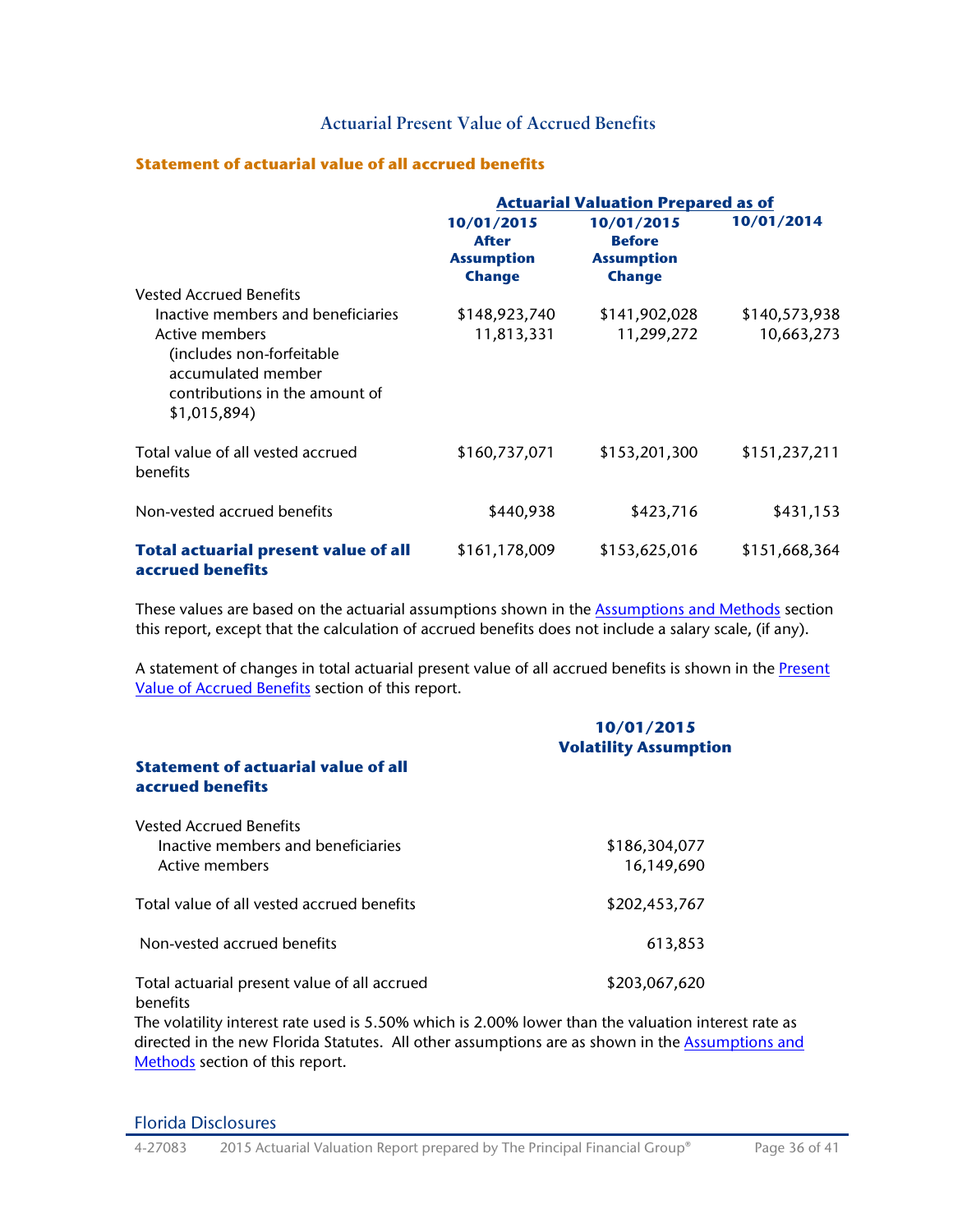## Actuarial Present Value of Accrued Benefits

### Statement of actuarial value of all accrued benefits

| | Actuarial Valuation Prepared as of | | |
|---|---|---|---|
| | **10/01/2015 After Assumption Change** | **10/01/2015 Before Assumption Change** | **10/01/2014** |
| Vested Accrued Benefits | | | |
| Inactive members and beneficiaries | $148,923,740 | $141,902,028 | $140,573,938 |
| Active members (includes non-forfeitable accumulated member contributions in the amount of $1,015,894) | 11,813,331 | 11,299,272 | 10,663,273 |
| Total value of all vested accrued benefits | $160,737,071 | $153,201,300 | $151,237,211 |
| Non-vested accrued benefits | $440,938 | $423,716 | $431,153 |
| **Total actuarial present value of all accrued benefits** | $161,178,009 | $153,625,016 | $151,668,364 |

These values are based on the actuarial assumptions shown in the Assumptions and Methods section this report, except that the calculation of accrued benefits does not include a salary scale, (if any).

A statement of changes in total actuarial present value of all accrued benefits is shown in the Present Value of Accrued Benefits section of this report.

| **Statement of actuarial value of all accrued benefits** | **10/01/2015 Volatility Assumption** |
|---|---|
| Vested Accrued Benefits | |
| Inactive members and beneficiaries | $186,304,077 |
| Active members | 16,149,690 |
| Total value of all vested accrued benefits | $202,453,767 |
| Non-vested accrued benefits | 613,853 |
| Total actuarial present value of all accrued benefits | $203,067,620 |

The volatility interest rate used is 5.50% which is 2.00% lower than the valuation interest rate as directed in the new Florida Statutes. All other assumptions are as shown in the Assumptions and Methods section of this report.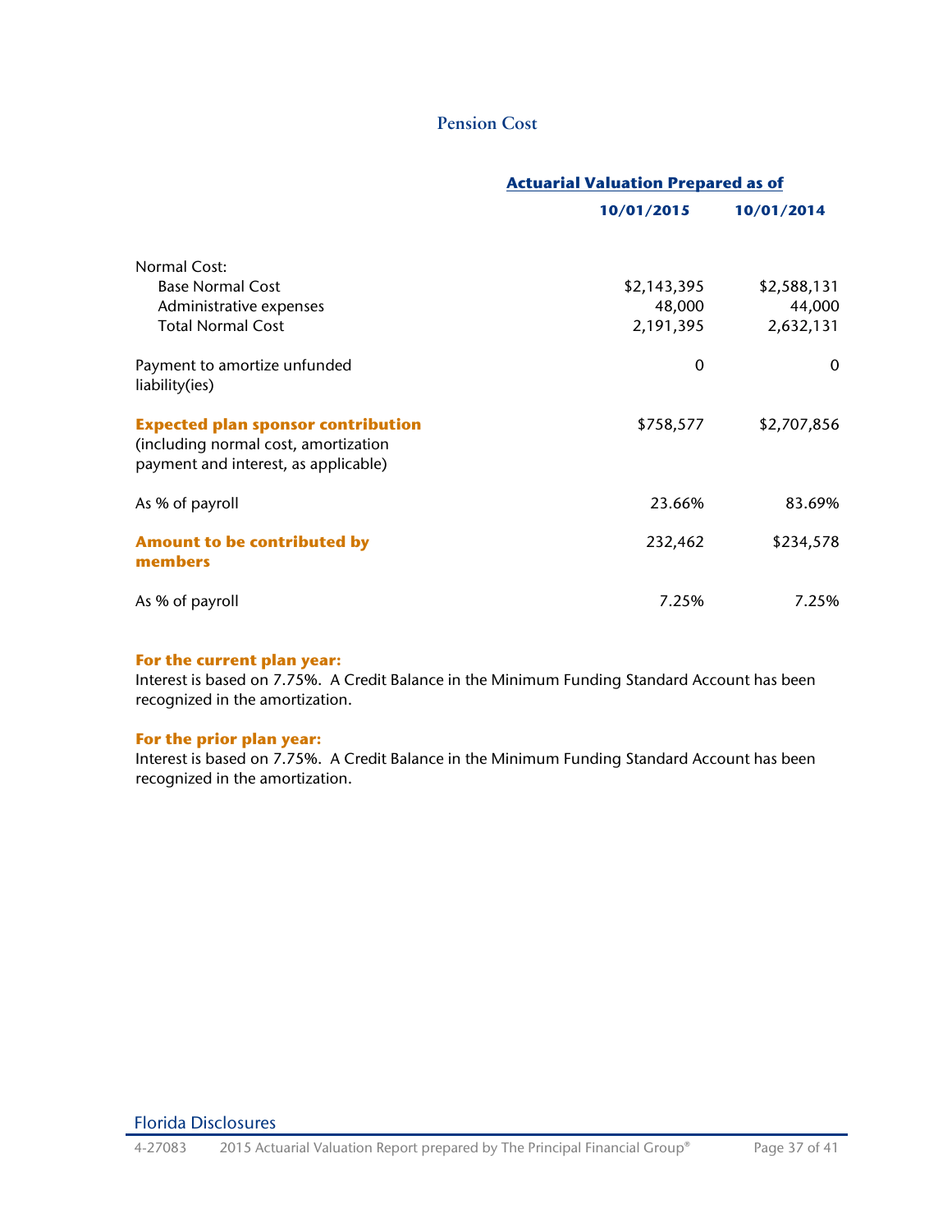## Pension Cost

| | Actuarial Valuation Prepared as of | |
|---|---|---|
| | **10/01/2015** | **10/01/2014** |
| Normal Cost: | | |
| Base Normal Cost | $2,143,395 | $2,588,131 |
| Administrative expenses | 48,000 | 44,000 |
| Total Normal Cost | 2,191,395 | 2,632,131 |
| Payment to amortize unfunded liability(ies) | 0 | 0 |
| **Expected plan sponsor contribution** (including normal cost, amortization payment and interest, as applicable) | $758,577 | $2,707,856 |
| As % of payroll | 23.66% | 83.69% |
| **Amount to be contributed by members** | 232,462 | $234,578 |
| As % of payroll | 7.25% | 7.25% |

**For the current plan year:**
Interest is based on 7.75%. A Credit Balance in the Minimum Funding Standard Account has been recognized in the amortization.

**For the prior plan year:**
Interest is based on 7.75%. A Credit Balance in the Minimum Funding Standard Account has been recognized in the amortization.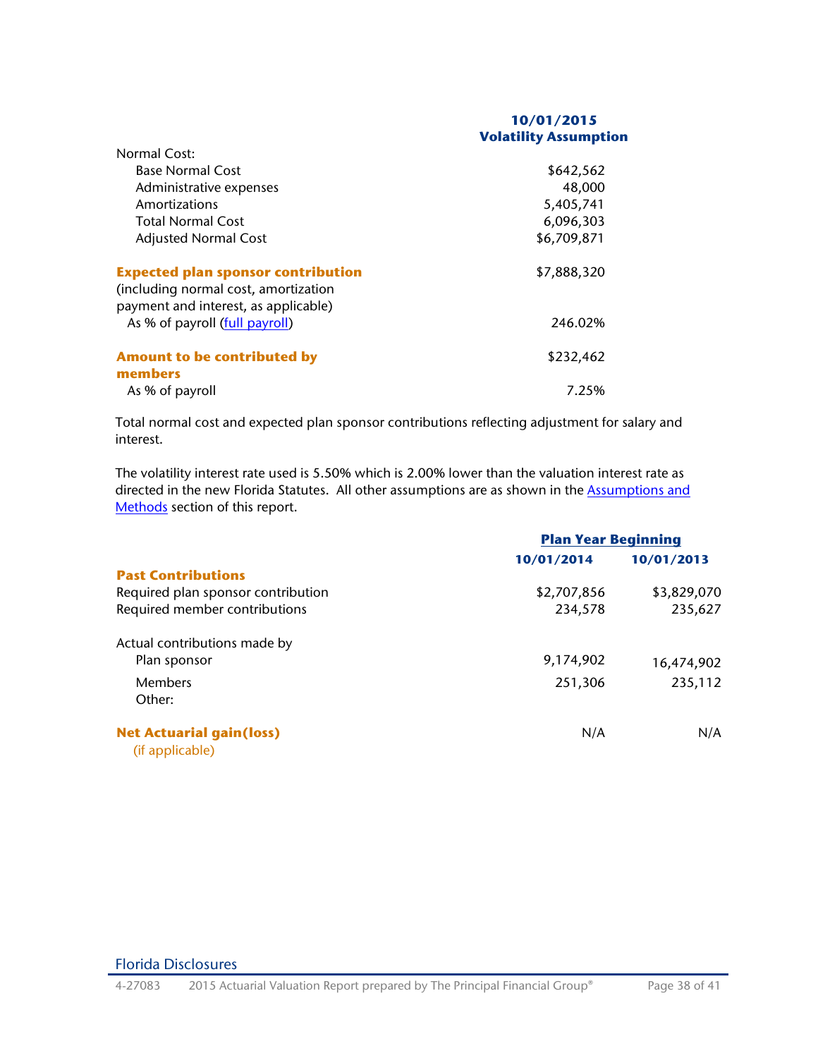| | 10/01/2015 Volatility Assumption |
|---|---|
| Normal Cost: | |
| Base Normal Cost | $642,562 |
| Administrative expenses | 48,000 |
| Amortizations | 5,405,741 |
| Total Normal Cost | 6,096,303 |
| Adjusted Normal Cost | $6,709,871 |
| **Expected plan sponsor contribution** (including normal cost, amortization payment and interest, as applicable) | $7,888,320 |
| As % of payroll (full payroll) | 246.02% |
| **Amount to be contributed by members** | $232,462 |
| As % of payroll | 7.25% |

Total normal cost and expected plan sponsor contributions reflecting adjustment for salary and interest.

The volatility interest rate used is 5.50% which is 2.00% lower than the valuation interest rate as directed in the new Florida Statutes. All other assumptions are as shown in the Assumptions and Methods section of this report.

| | Plan Year Beginning | |
|---|---|---|
| | 10/01/2014 | 10/01/2013 |
| **Past Contributions** | | |
| Required plan sponsor contribution | $2,707,856 | $3,829,070 |
| Required member contributions | 234,578 | 235,627 |
| Actual contributions made by | | |
| Plan sponsor | 9,174,902 | 16,474,902 |
| Members | 251,306 | 235,112 |
| Other: | | |
| **Net Actuarial gain(loss)** (if applicable) | N/A | N/A |

Florida Disclosures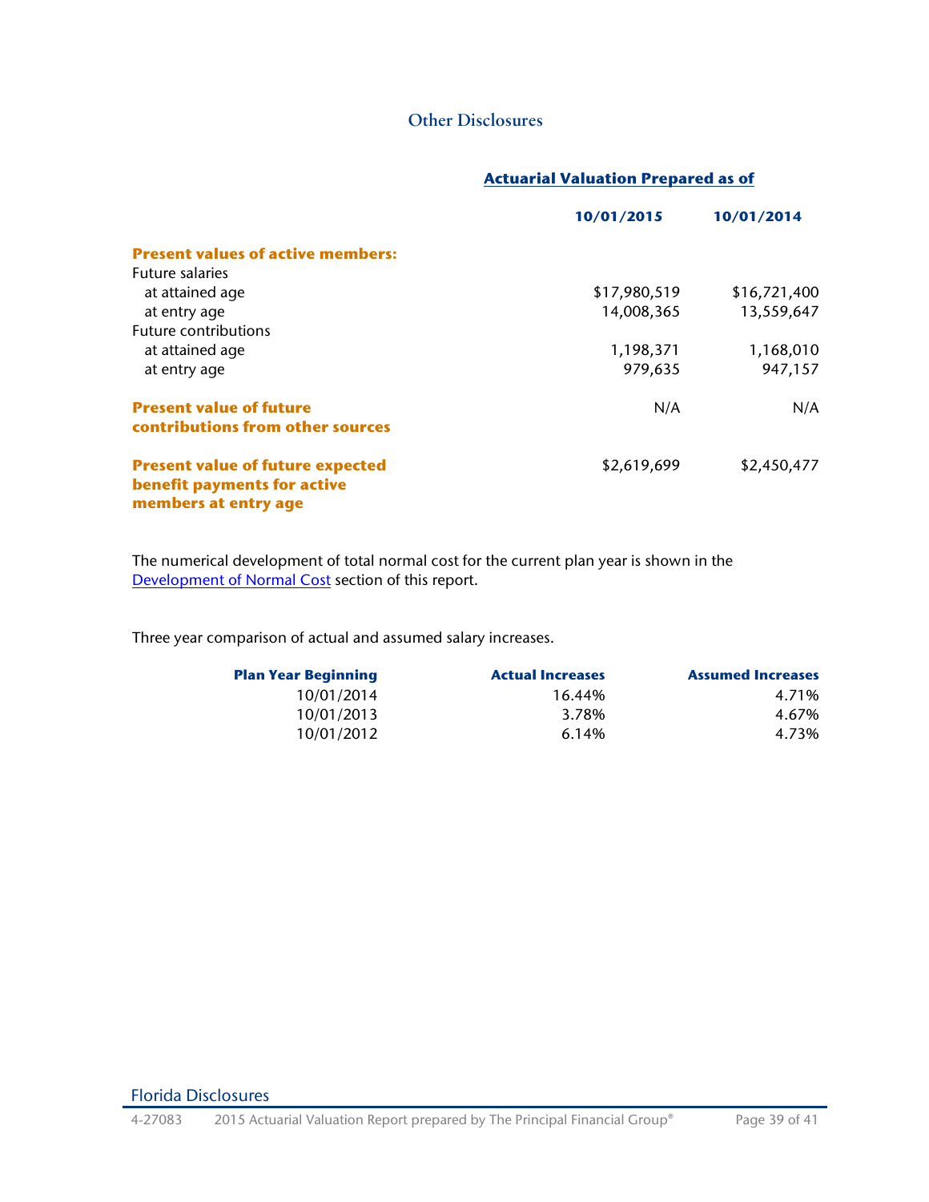## Other Disclosures

| | Actuarial Valuation Prepared as of | |
|---|---|---|
| | **10/01/2015** | **10/01/2014** |
| **Present values of active members:** | | |
| Future salaries | | |
| at attained age | $17,980,519 | $16,721,400 |
| at entry age | 14,008,365 | 13,559,647 |
| Future contributions | | |
| at attained age | 1,198,371 | 1,168,010 |
| at entry age | 979,635 | 947,157 |
| **Present value of future contributions from other sources** | N/A | N/A |
| **Present value of future expected benefit payments for active members at entry age** | $2,619,699 | $2,450,477 |

The numerical development of total normal cost for the current plan year is shown in the Development of Normal Cost section of this report.

Three year comparison of actual and assumed salary increases.

| Plan Year Beginning | Actual Increases | Assumed Increases |
|---|---|---|
| 10/01/2014 | 16.44% | 4.71% |
| 10/01/2013 | 3.78% | 4.67% |
| 10/01/2012 | 6.14% | 4.73% |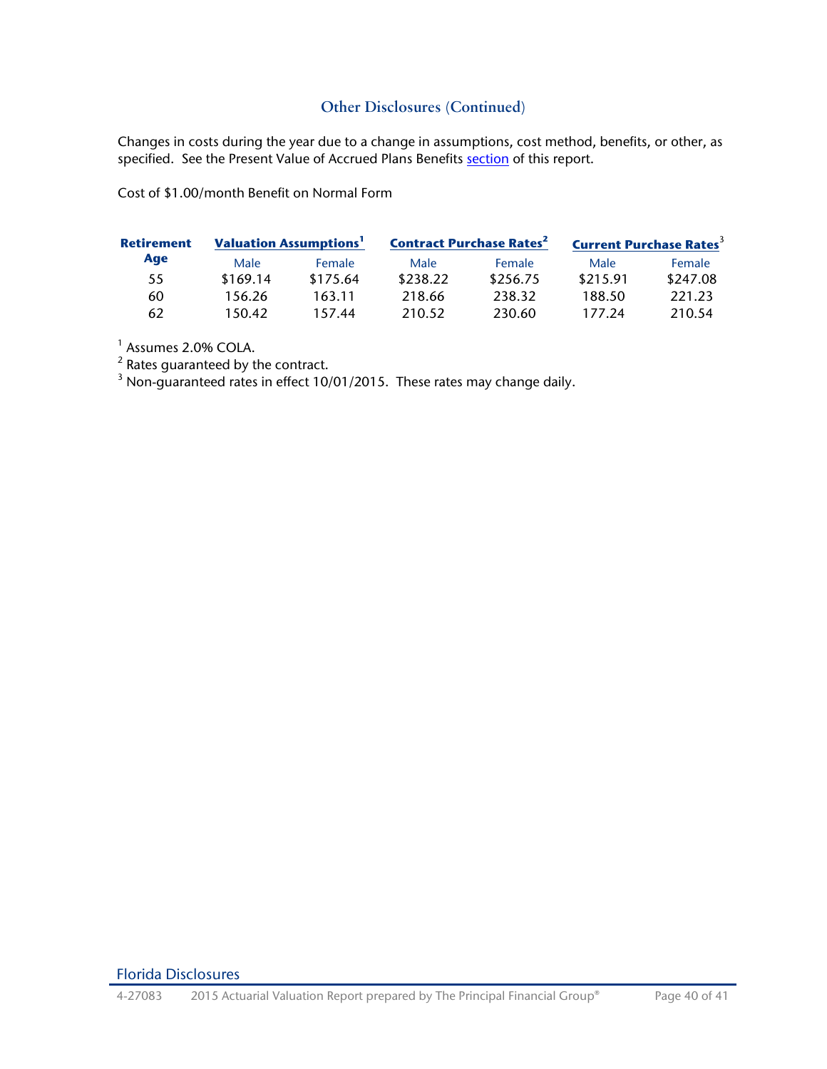## Other Disclosures (Continued)

Changes in costs during the year due to a change in assumptions, cost method, benefits, or other, as specified. See the Present Value of Accrued Plans Benefits section of this report.

Cost of $1.00/month Benefit on Normal Form

| Retirement Age | Valuation Assumptions[1] | | Contract Purchase Rates[2] | | Current Purchase Rates[3] | |
|---|---|---|---|---|---|---|
| | Male | Female | Male | Female | Male | Female |
| 55 | $169.14 | $175.64 | $238.22 | $256.75 | $215.91 | $247.08 |
| 60 | 156.26 | 163.11 | 218.66 | 238.32 | 188.50 | 221.23 |
| 62 | 150.42 | 157.44 | 210.52 | 230.60 | 177.24 | 210.54 |

[1] Assumes 2.0% COLA.
[2] Rates guaranteed by the contract.
[3] Non-guaranteed rates in effect 10/01/2015. These rates may change daily.

Florida Disclosures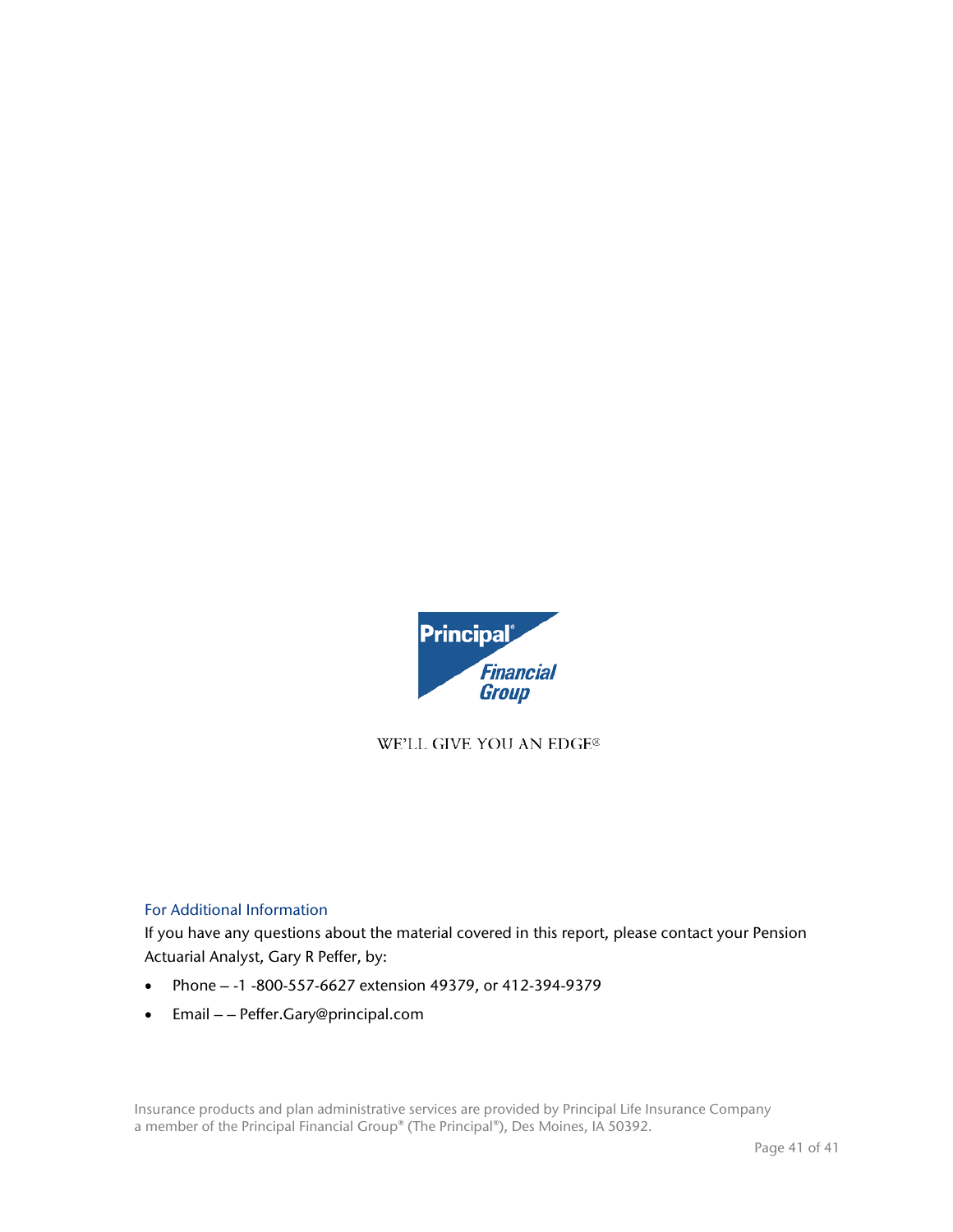Principal® Financial Group

WE'LL GIVE YOU AN EDGE®

## For Additional Information

If you have any questions about the material covered in this report, please contact your Pension Actuarial Analyst, Gary R Peffer, by:

- Phone – -1 -800-557-6627 extension 49379, or 412-394-9379
- Email – – Peffer.Gary@principal.com

Insurance products and plan administrative services are provided by Principal Life Insurance Company a member of the Principal Financial Group® (The Principal®), Des Moines, IA 50392.